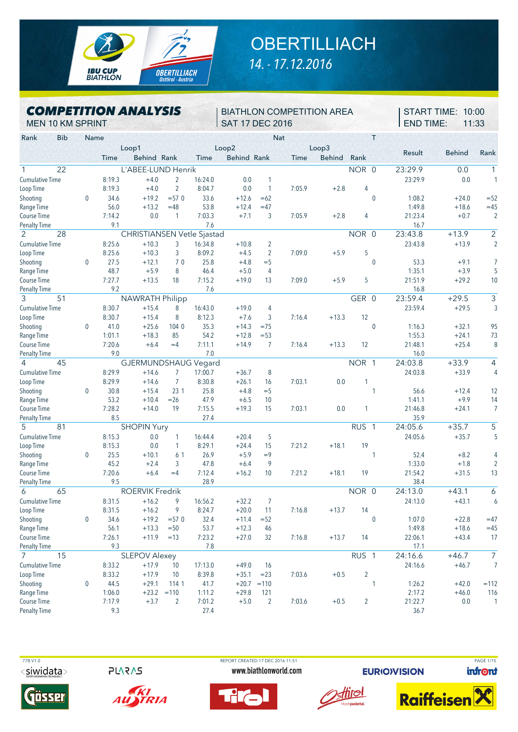# OBERTILLIACH

*14. - 17.12.2016*

## COMPETITION ANALYSIS

MEN 10 KM SPRINT

BIATHLON COMPETITION AREA
SAT 17 DEC 2016

START TIME: 10:00
END TIME: 11:33

| Rank | Bib | | Name | | | | | | Nat | | | T | | | |
|---|---|---|---|---|---|---|---|---|---|---|---|---|---|---|---|
| | | | Loop1 | | | Loop2 | | | Loop3 | | | | Result | Behind | Rank |
| | | | Time | Behind | Rank | Time | Behind | Rank | Time | Behind | Rank | | | | |
| 1 | 22 | | L'ABEE-LUND Henrik | | | | | | | | NOR | 0 | 23:29.9 | 0.0 | 1 |
| Cumulative Time | | | 8:19.3 | +4.0 | 2 | 16:24.0 | 0.0 | 1 | | | | | 23:29.9 | 0.0 | 1 |
| Loop Time | | | 8:19.3 | +4.0 | 2 | 8:04.7 | 0.0 | 1 | 7:05.9 | +2.8 | 4 | | | | |
| Shooting | | 0 | 34.6 | +19.2 | =57 0 | 33.6 | +12.6 | =62 | | | | 0 | 1:08.2 | +24.0 | =52 |
| Range Time | | | 56.0 | +13.2 | =48 | 53.8 | +12.4 | =47 | | | | | 1:49.8 | +18.6 | =45 |
| Course Time | | | 7:14.2 | 0.0 | 1 | 7:03.3 | +7.1 | 3 | 7:05.9 | +2.8 | 4 | | 21:23.4 | +0.7 | 2 |
| Penalty Time | | | 9.1 | | | 7.6 | | | | | | | 16.7 | | |
| 2 | 28 | | CHRISTIANSEN Vetle Sjastad | | | | | | | | NOR | 0 | 23:43.8 | +13.9 | 2 |
| Cumulative Time | | | 8:25.6 | +10.3 | 3 | 16:34.8 | +10.8 | 2 | | | | | 23:43.8 | +13.9 | 2 |
| Loop Time | | | 8:25.6 | +10.3 | 3 | 8:09.2 | +4.5 | 2 | 7:09.0 | +5.9 | 5 | | | | |
| Shooting | | 0 | 27.5 | +12.1 | 7 0 | 25.8 | +4.8 | =5 | | | | 0 | 53.3 | +9.1 | 7 |
| Range Time | | | 48.7 | +5.9 | 8 | 46.4 | +5.0 | 4 | | | | | 1:35.1 | +3.9 | 5 |
| Course Time | | | 7:27.7 | +13.5 | 18 | 7:15.2 | +19.0 | 13 | 7:09.0 | +5.9 | 5 | | 21:51.9 | +29.2 | 10 |
| Penalty Time | | | 9.2 | | | 7.6 | | | | | | | 16.8 | | |
| 3 | 51 | | NAWRATH Philipp | | | | | | | | GER | 0 | 23:59.4 | +29.5 | 3 |
| Cumulative Time | | | 8:30.7 | +15.4 | 8 | 16:43.0 | +19.0 | 4 | | | | | 23:59.4 | +29.5 | 3 |
| Loop Time | | | 8:30.7 | +15.4 | 8 | 8:12.3 | +7.6 | 3 | 7:16.4 | +13.3 | 12 | | | | |
| Shooting | | 0 | 41.0 | +25.6 | 104 0 | 35.3 | +14.3 | =75 | | | | 0 | 1:16.3 | +32.1 | 95 |
| Range Time | | | 1:01.1 | +18.3 | 85 | 54.2 | +12.8 | =53 | | | | | 1:55.3 | +24.1 | 73 |
| Course Time | | | 7:20.6 | +6.4 | =4 | 7:11.1 | +14.9 | 7 | 7:16.4 | +13.3 | 12 | | 21:48.1 | +25.4 | 8 |
| Penalty Time | | | 9.0 | | | 7.0 | | | | | | | 16.0 | | |
| 4 | 45 | | GJERMUNDSHAUG Vegard | | | | | | | | NOR | 1 | 24:03.8 | +33.9 | 4 |
| Cumulative Time | | | 8:29.9 | +14.6 | 7 | 17:00.7 | +36.7 | 8 | | | | | 24:03.8 | +33.9 | 4 |
| Loop Time | | | 8:29.9 | +14.6 | 7 | 8:30.8 | +26.1 | 16 | 7:03.1 | 0.0 | 1 | | | | |
| Shooting | | 0 | 30.8 | +15.4 | 23 1 | 25.8 | +4.8 | =5 | | | | 1 | 56.6 | +12.4 | 12 |
| Range Time | | | 53.2 | +10.4 | =26 | 47.9 | +6.5 | 10 | | | | | 1:41.1 | +9.9 | 14 |
| Course Time | | | 7:28.2 | +14.0 | 19 | 7:15.5 | +19.3 | 15 | 7:03.1 | 0.0 | 1 | | 21:46.8 | +24.1 | 7 |
| Penalty Time | | | 8.5 | | | 27.4 | | | | | | | 35.9 | | |
| 5 | 81 | | SHOPIN Yury | | | | | | | | RUS | 1 | 24:05.6 | +35.7 | 5 |
| Cumulative Time | | | 8:15.3 | 0.0 | 1 | 16:44.4 | +20.4 | 5 | | | | | 24:05.6 | +35.7 | 5 |
| Loop Time | | | 8:15.3 | 0.0 | 1 | 8:29.1 | +24.4 | 15 | 7:21.2 | +18.1 | 19 | | | | |
| Shooting | | 0 | 25.5 | +10.1 | 6 1 | 26.9 | +5.9 | =9 | | | | 1 | 52.4 | +8.2 | 4 |
| Range Time | | | 45.2 | +2.4 | 3 | 47.8 | +6.4 | 9 | | | | | 1:33.0 | +1.8 | 2 |
| Course Time | | | 7:20.6 | +6.4 | =4 | 7:12.4 | +16.2 | 10 | 7:21.2 | +18.1 | 19 | | 21:54.2 | +31.5 | 13 |
| Penalty Time | | | 9.5 | | | 28.9 | | | | | | | 38.4 | | |
| 6 | 65 | | ROERVIK Fredrik | | | | | | | | NOR | 0 | 24:13.0 | +43.1 | 6 |
| Cumulative Time | | | 8:31.5 | +16.2 | 9 | 16:56.2 | +32.2 | 7 | | | | | 24:13.0 | +43.1 | 6 |
| Loop Time | | | 8:31.5 | +16.2 | 9 | 8:24.7 | +20.0 | 11 | 7:16.8 | +13.7 | 14 | | | | |
| Shooting | | 0 | 34.6 | +19.2 | =57 0 | 32.4 | +11.4 | =52 | | | | 0 | 1:07.0 | +22.8 | =47 |
| Range Time | | | 56.1 | +13.3 | =50 | 53.7 | +12.3 | 46 | | | | | 1:49.8 | +18.6 | =45 |
| Course Time | | | 7:26.1 | +11.9 | =13 | 7:23.2 | +27.0 | 32 | 7:16.8 | +13.7 | 14 | | 22:06.1 | +43.4 | 17 |
| Penalty Time | | | 9.3 | | | 7.8 | | | | | | | 17.1 | | |
| 7 | 15 | | SLEPOV Alexey | | | | | | | | RUS | 1 | 24:16.6 | +46.7 | 7 |
| Cumulative Time | | | 8:33.2 | +17.9 | 10 | 17:13.0 | +49.0 | 16 | | | | | 24:16.6 | +46.7 | 7 |
| Loop Time | | | 8:33.2 | +17.9 | 10 | 8:39.8 | +35.1 | =23 | 7:03.6 | +0.5 | 2 | | | | |
| Shooting | | 0 | 44.5 | +29.1 | 114 1 | 41.7 | +20.7 | =110 | | | | 1 | 1:26.2 | +42.0 | =112 |
| Range Time | | | 1:06.0 | +23.2 | =110 | 1:11.2 | +29.8 | 121 | | | | | 2:17.2 | +46.0 | 116 |
| Course Time | | | 7:17.9 | +3.7 | 2 | 7:01.2 | +5.0 | 2 | 7:03.6 | +0.5 | 2 | | 21:22.7 | 0.0 | 1 |
| Penalty Time | | | 9.3 | | | 27.4 | | | | | | | 36.7 | | |

77B V1.0 — REPORT CREATED 17 DEC 2016 11:51 — www.biathlonworld.com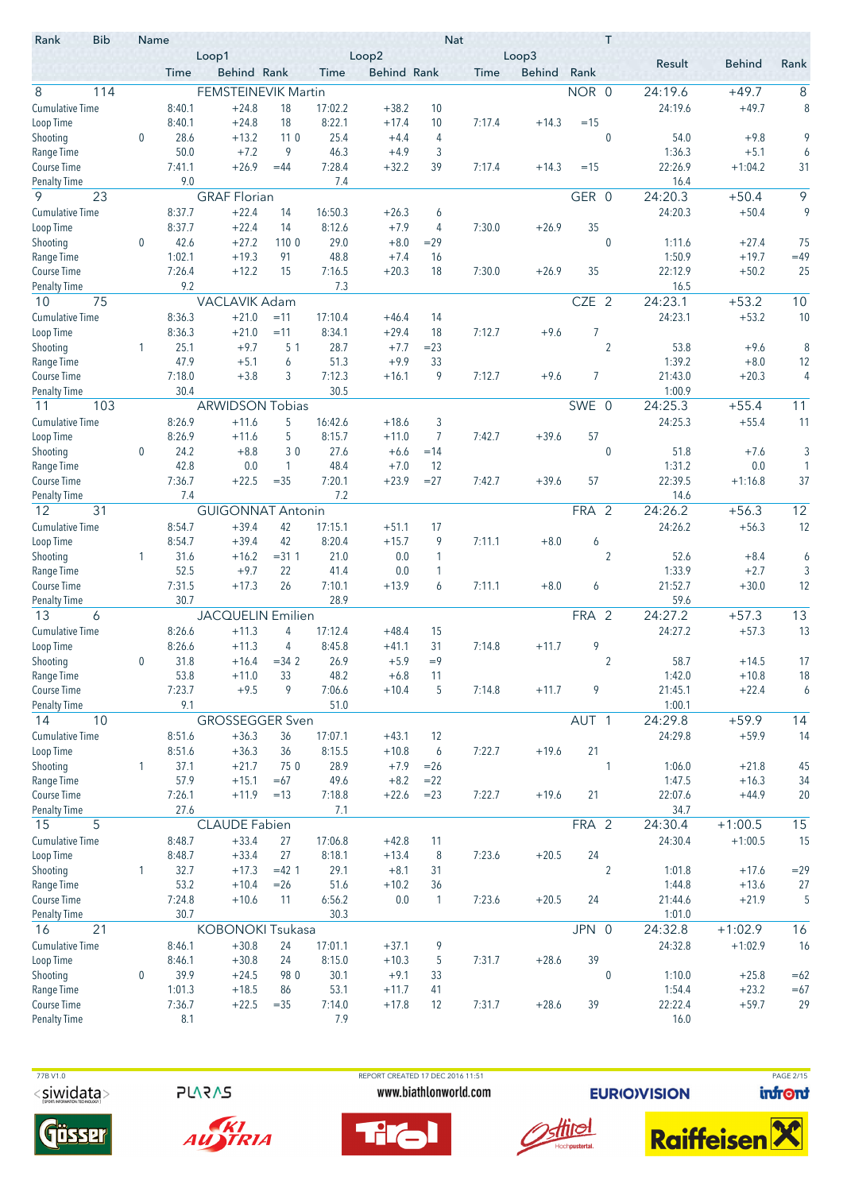| Rank | Bib | Name | | | | | | | Nat | | T | Result | Behind | Rank |
|---|---|---|---|---|---|---|---|---|---|---|---|---|---|---|
| | | | Loop1 | | | Loop2 | | | Loop3 | | | | | |
| | | | Time | Behind | Rank | Time | Behind | Rank | Time | Behind | Rank | | | |
| 8 | 114 | FEMSTEINEVIK Martin | | | | | | | NOR | | 0 | 24:19.6 | +49.7 | 8 |
| Cumulative Time | | | 8:40.1 | +24.8 | 18 | 17:02.2 | +38.2 | 10 | | | | 24:19.6 | +49.7 | 8 |
| Loop Time | | | 8:40.1 | +24.8 | 18 | 8:22.1 | +17.4 | 10 | 7:17.4 | +14.3 | =15 | | | |
| Shooting | | 0 | 28.6 | +13.2 | 11 0 | 25.4 | +4.4 | 4 | | | 0 | 54.0 | +9.8 | 9 |
| Range Time | | | 50.0 | +7.2 | 9 | 46.3 | +4.9 | 3 | | | | 1:36.3 | +5.1 | 6 |
| Course Time | | | 7:41.1 | +26.9 | =44 | 7:28.4 | +32.2 | 39 | 7:17.4 | +14.3 | =15 | 22:26.9 | +1:04.2 | 31 |
| Penalty Time | | | 9.0 | | | 7.4 | | | | | | 16.4 | | |
| 9 | 23 | GRAF Florian | | | | | | | GER | | 0 | 24:20.3 | +50.4 | 9 |
| Cumulative Time | | | 8:37.7 | +22.4 | 14 | 16:50.3 | +26.3 | 6 | | | | 24:20.3 | +50.4 | 9 |
| Loop Time | | | 8:37.7 | +22.4 | 14 | 8:12.6 | +7.9 | 4 | 7:30.0 | +26.9 | 35 | | | |
| Shooting | | 0 | 42.6 | +27.2 | 110 0 | 29.0 | +8.0 | =29 | | | 0 | 1:11.6 | +27.4 | 75 |
| Range Time | | | 1:02.1 | +19.3 | 91 | 48.8 | +7.4 | 16 | | | | 1:50.9 | +19.7 | =49 |
| Course Time | | | 7:26.4 | +12.2 | 15 | 7:16.5 | +20.3 | 18 | 7:30.0 | +26.9 | 35 | 22:12.9 | +50.2 | 25 |
| Penalty Time | | | 9.2 | | | 7.3 | | | | | | 16.5 | | |
| 10 | 75 | VACLAVIK Adam | | | | | | | CZE | | 2 | 24:23.1 | +53.2 | 10 |
| Cumulative Time | | | 8:36.3 | +21.0 | =11 | 17:10.4 | +46.4 | 14 | | | | 24:23.1 | +53.2 | 10 |
| Loop Time | | | 8:36.3 | +21.0 | =11 | 8:34.1 | +29.4 | 18 | 7:12.7 | +9.6 | 7 | | | |
| Shooting | | 1 | 25.1 | +9.7 | 5 1 | 28.7 | +7.7 | =23 | | | 2 | 53.8 | +9.6 | 8 |
| Range Time | | | 47.9 | +5.1 | 6 | 51.3 | +9.9 | 33 | | | | 1:39.2 | +8.0 | 12 |
| Course Time | | | 7:18.0 | +3.8 | 3 | 7:12.3 | +16.1 | 9 | 7:12.7 | +9.6 | 7 | 21:43.0 | +20.3 | 4 |
| Penalty Time | | | 30.4 | | | 30.5 | | | | | | 1:00.9 | | |
| 11 | 103 | ARWIDSON Tobias | | | | | | | SWE | | 0 | 24:25.3 | +55.4 | 11 |
| Cumulative Time | | | 8:26.9 | +11.6 | 5 | 16:42.6 | +18.6 | 3 | | | | 24:25.3 | +55.4 | 11 |
| Loop Time | | | 8:26.9 | +11.6 | 5 | 8:15.7 | +11.0 | 7 | 7:42.7 | +39.6 | 57 | | | |
| Shooting | | 0 | 24.2 | +8.8 | 3 0 | 27.6 | +6.6 | =14 | | | 0 | 51.8 | +7.6 | 3 |
| Range Time | | | 42.8 | 0.0 | 1 | 48.4 | +7.0 | 12 | | | | 1:31.2 | 0.0 | 1 |
| Course Time | | | 7:36.7 | +22.5 | =35 | 7:20.1 | +23.9 | =27 | 7:42.7 | +39.6 | 57 | 22:39.5 | +1:16.8 | 37 |
| Penalty Time | | | 7.4 | | | 7.2 | | | | | | 14.6 | | |
| 12 | 31 | GUIGONNAT Antonin | | | | | | | FRA | | 2 | 24:26.2 | +56.3 | 12 |
| Cumulative Time | | | 8:54.7 | +39.4 | 42 | 17:15.1 | +51.1 | 17 | | | | 24:26.2 | +56.3 | 12 |
| Loop Time | | | 8:54.7 | +39.4 | 42 | 8:20.4 | +15.7 | 9 | 7:11.1 | +8.0 | 6 | | | |
| Shooting | | 1 | 31.6 | +16.2 | =31 1 | 21.0 | 0.0 | 1 | | | 2 | 52.6 | +8.4 | 6 |
| Range Time | | | 52.5 | +9.7 | 22 | 41.4 | 0.0 | 1 | | | | 1:33.9 | +2.7 | 3 |
| Course Time | | | 7:31.5 | +17.3 | 26 | 7:10.1 | +13.9 | 6 | 7:11.1 | +8.0 | 6 | 21:52.7 | +30.0 | 12 |
| Penalty Time | | | 30.7 | | | 28.9 | | | | | | 59.6 | | |
| 13 | 6 | JACQUELIN Emilien | | | | | | | FRA | | 2 | 24:27.2 | +57.3 | 13 |
| Cumulative Time | | | 8:26.6 | +11.3 | 4 | 17:12.4 | +48.4 | 15 | | | | 24:27.2 | +57.3 | 13 |
| Loop Time | | | 8:26.6 | +11.3 | 4 | 8:45.8 | +41.1 | 31 | 7:14.8 | +11.7 | 9 | | | |
| Shooting | | 0 | 31.8 | +16.4 | =34 2 | 26.9 | +5.9 | =9 | | | 2 | 58.7 | +14.5 | 17 |
| Range Time | | | 53.8 | +11.0 | 33 | 48.2 | +6.8 | 11 | | | | 1:42.0 | +10.8 | 18 |
| Course Time | | | 7:23.7 | +9.5 | 9 | 7:06.6 | +10.4 | 5 | 7:14.8 | +11.7 | 9 | 21:45.1 | +22.4 | 6 |
| Penalty Time | | | 9.1 | | | 51.0 | | | | | | 1:00.1 | | |
| 14 | 10 | GROSSEGGER Sven | | | | | | | AUT | | 1 | 24:29.8 | +59.9 | 14 |
| Cumulative Time | | | 8:51.6 | +36.3 | 36 | 17:07.1 | +43.1 | 12 | | | | 24:29.8 | +59.9 | 14 |
| Loop Time | | | 8:51.6 | +36.3 | 36 | 8:15.5 | +10.8 | 6 | 7:22.7 | +19.6 | 21 | | | |
| Shooting | | 1 | 37.1 | +21.7 | 75 0 | 28.9 | +7.9 | =26 | | | 1 | 1:06.0 | +21.8 | 45 |
| Range Time | | | 57.9 | +15.1 | =67 | 49.6 | +8.2 | =22 | | | | 1:47.5 | +16.3 | 34 |
| Course Time | | | 7:26.1 | +11.9 | =13 | 7:18.8 | +22.6 | =23 | 7:22.7 | +19.6 | 21 | 22:07.6 | +44.9 | 20 |
| Penalty Time | | | 27.6 | | | 7.1 | | | | | | 34.7 | | |
| 15 | 5 | CLAUDE Fabien | | | | | | | FRA | | 2 | 24:30.4 | +1:00.5 | 15 |
| Cumulative Time | | | 8:48.7 | +33.4 | 27 | 17:06.8 | +42.8 | 11 | | | | 24:30.4 | +1:00.5 | 15 |
| Loop Time | | | 8:48.7 | +33.4 | 27 | 8:18.1 | +13.4 | 8 | 7:23.6 | +20.5 | 24 | | | |
| Shooting | | 1 | 32.7 | +17.3 | =42 1 | 29.1 | +8.1 | 31 | | | 2 | 1:01.8 | +17.6 | =29 |
| Range Time | | | 53.2 | +10.4 | =26 | 51.6 | +10.2 | 36 | | | | 1:44.8 | +13.6 | 27 |
| Course Time | | | 7:24.8 | +10.6 | 11 | 6:56.2 | 0.0 | 1 | 7:23.6 | +20.5 | 24 | 21:44.6 | +21.9 | 5 |
| Penalty Time | | | 30.7 | | | 30.3 | | | | | | 1:01.0 | | |
| 16 | 21 | KOBONOKI Tsukasa | | | | | | | JPN | | 0 | 24:32.8 | +1:02.9 | 16 |
| Cumulative Time | | | 8:46.1 | +30.8 | 24 | 17:01.1 | +37.1 | 9 | | | | 24:32.8 | +1:02.9 | 16 |
| Loop Time | | | 8:46.1 | +30.8 | 24 | 8:15.0 | +10.3 | 5 | 7:31.7 | +28.6 | 39 | | | |
| Shooting | | 0 | 39.9 | +24.5 | 98 0 | 30.1 | +9.1 | 33 | | | 0 | 1:10.0 | +25.8 | =62 |
| Range Time | | | 1:01.3 | +18.5 | 86 | 53.1 | +11.7 | 41 | | | | 1:54.4 | +23.2 | =67 |
| Course Time | | | 7:36.7 | +22.5 | =35 | 7:14.0 | +17.8 | 12 | 7:31.7 | +28.6 | 39 | 22:22.4 | +59.7 | 29 |
| Penalty Time | | | 8.1 | | | 7.9 | | | | | | 16.0 | | |

77B V1.0 REPORT CREATED 17 DEC 2016 11:51

www.biathlonworld.com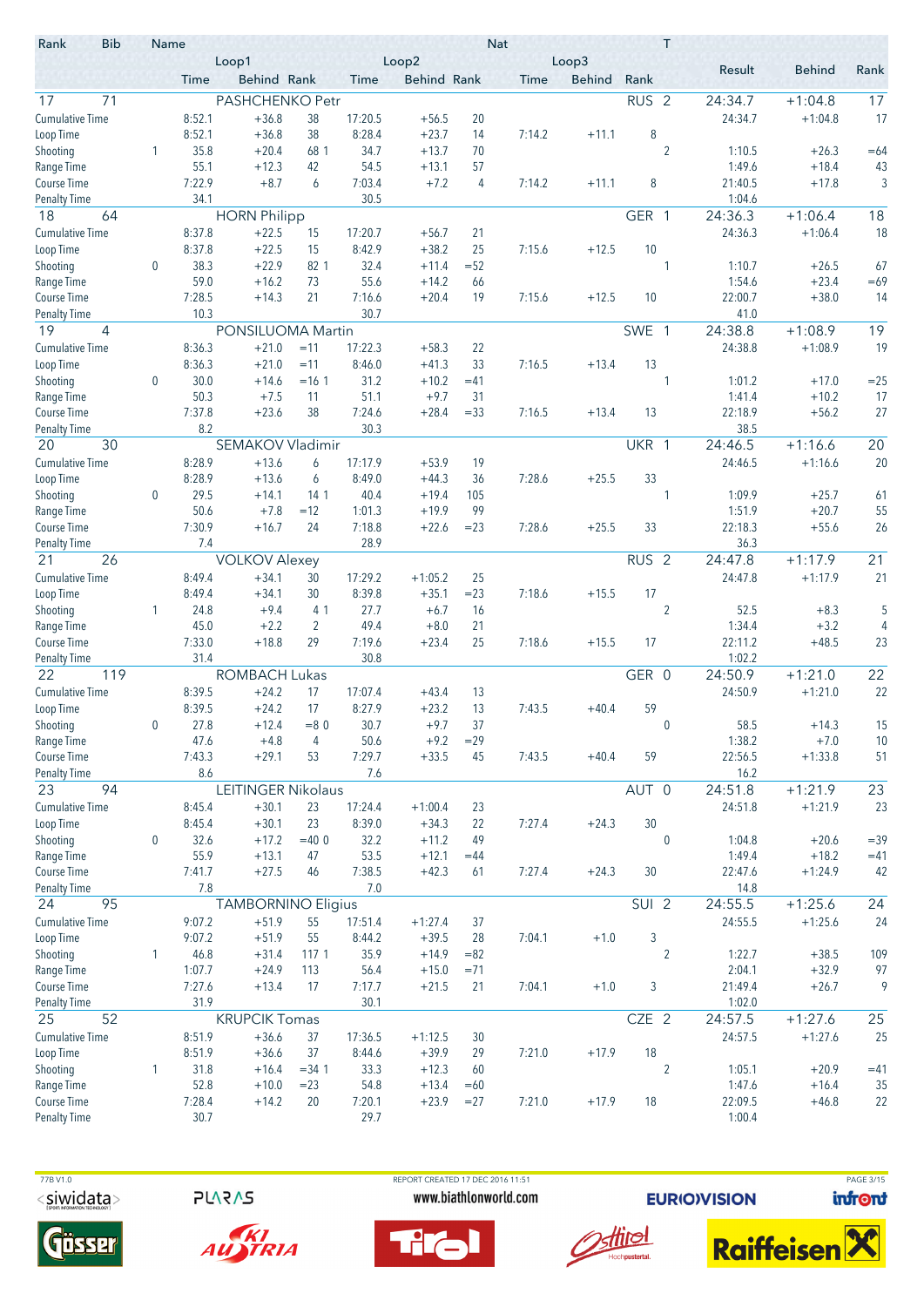| Rank | Bib | Name | | | | | | Nat | | | T | Result | Behind | Rank |
|---|---|---|---|---|---|---|---|---|---|---|---|---|---|---|
| | | Loop1 | | | Loop2 | | | Loop3 | | | | | | |
| | | Time | Behind | Rank | Time | Behind | Rank | Time | Behind | Rank | | | | |
| 17 | 71 | PASHCHENKO Petr | | | | | | | | RUS | 2 | 24:34.7 | +1:04.8 | 17 |
| Cumulative Time | | 8:52.1 | +36.8 | 38 | 17:20.5 | +56.5 | 20 | | | | | 24:34.7 | +1:04.8 | 17 |
| Loop Time | | 8:52.1 | +36.8 | 38 | 8:28.4 | +23.7 | 14 | 7:14.2 | +11.1 | 8 | | | | |
| Shooting | 1 | 35.8 | +20.4 | 68 1 | 34.7 | +13.7 | 70 | | | | 2 | 1:10.5 | +26.3 | =64 |
| Range Time | | 55.1 | +12.3 | 42 | 54.5 | +13.1 | 57 | | | | | 1:49.6 | +18.4 | 43 |
| Course Time | | 7:22.9 | +8.7 | 6 | 7:03.4 | +7.2 | 4 | 7:14.2 | +11.1 | 8 | | 21:40.5 | +17.8 | 3 |
| Penalty Time | | 34.1 | | | 30.5 | | | | | | | 1:04.6 | | |
| 18 | 64 | HORN Philipp | | | | | | | | GER | 1 | 24:36.3 | +1:06.4 | 18 |
| Cumulative Time | | 8:37.8 | +22.5 | 15 | 17:20.7 | +56.7 | 21 | | | | | 24:36.3 | +1:06.4 | 18 |
| Loop Time | | 8:37.8 | +22.5 | 15 | 8:42.9 | +38.2 | 25 | 7:15.6 | +12.5 | 10 | | | | |
| Shooting | 0 | 38.3 | +22.9 | 82 1 | 32.4 | +11.4 | =52 | | | | 1 | 1:10.7 | +26.5 | 67 |
| Range Time | | 59.0 | +16.2 | 73 | 55.6 | +14.2 | 66 | | | | | 1:54.6 | +23.4 | =69 |
| Course Time | | 7:28.5 | +14.3 | 21 | 7:16.6 | +20.4 | 19 | 7:15.6 | +12.5 | 10 | | 22:00.7 | +38.0 | 14 |
| Penalty Time | | 10.3 | | | 30.7 | | | | | | | 41.0 | | |
| 19 | 4 | PONSILUOMA Martin | | | | | | | | SWE | 1 | 24:38.8 | +1:08.9 | 19 |
| Cumulative Time | | 8:36.3 | +21.0 | =11 | 17:22.3 | +58.3 | 22 | | | | | 24:38.8 | +1:08.9 | 19 |
| Loop Time | | 8:36.3 | +21.0 | =11 | 8:46.0 | +41.3 | 33 | 7:16.5 | +13.4 | 13 | | | | |
| Shooting | 0 | 30.0 | +14.6 | =16 1 | 31.2 | +10.2 | =41 | | | | 1 | 1:01.2 | +17.0 | =25 |
| Range Time | | 50.3 | +7.5 | 11 | 51.1 | +9.7 | 31 | | | | | 1:41.4 | +10.2 | 17 |
| Course Time | | 7:37.8 | +23.6 | 38 | 7:24.6 | +28.4 | =33 | 7:16.5 | +13.4 | 13 | | 22:18.9 | +56.2 | 27 |
| Penalty Time | | 8.2 | | | 30.3 | | | | | | | 38.5 | | |
| 20 | 30 | SEMAKOV Vladimir | | | | | | | | UKR | 1 | 24:46.5 | +1:16.6 | 20 |
| Cumulative Time | | 8:28.9 | +13.6 | 6 | 17:17.9 | +53.9 | 19 | | | | | 24:46.5 | +1:16.6 | 20 |
| Loop Time | | 8:28.9 | +13.6 | 6 | 8:49.0 | +44.3 | 36 | 7:28.6 | +25.5 | 33 | | | | |
| Shooting | 0 | 29.5 | +14.1 | 14 1 | 40.4 | +19.4 | 105 | | | | 1 | 1:09.9 | +25.7 | 61 |
| Range Time | | 50.6 | +7.8 | =12 | 1:01.3 | +19.9 | 99 | | | | | 1:51.9 | +20.7 | 55 |
| Course Time | | 7:30.9 | +16.7 | 24 | 7:18.8 | +22.6 | =23 | 7:28.6 | +25.5 | 33 | | 22:18.3 | +55.6 | 26 |
| Penalty Time | | 7.4 | | | 28.9 | | | | | | | 36.3 | | |
| 21 | 26 | VOLKOV Alexey | | | | | | | | RUS | 2 | 24:47.8 | +1:17.9 | 21 |
| Cumulative Time | | 8:49.4 | +34.1 | 30 | 17:29.2 | +1:05.2 | 25 | | | | | 24:47.8 | +1:17.9 | 21 |
| Loop Time | | 8:49.4 | +34.1 | 30 | 8:39.8 | +35.1 | =23 | 7:18.6 | +15.5 | 17 | | | | |
| Shooting | 1 | 24.8 | +9.4 | 4 1 | 27.7 | +6.7 | 16 | | | | 2 | 52.5 | +8.3 | 5 |
| Range Time | | 45.0 | +2.2 | 2 | 49.4 | +8.0 | 21 | | | | | 1:34.4 | +3.2 | 4 |
| Course Time | | 7:33.0 | +18.8 | 29 | 7:19.6 | +23.4 | 25 | 7:18.6 | +15.5 | 17 | | 22:11.2 | +48.5 | 23 |
| Penalty Time | | 31.4 | | | 30.8 | | | | | | | 1:02.2 | | |
| 22 | 119 | ROMBACH Lukas | | | | | | | | GER | 0 | 24:50.9 | +1:21.0 | 22 |
| Cumulative Time | | 8:39.5 | +24.2 | 17 | 17:07.4 | +43.4 | 13 | | | | | 24:50.9 | +1:21.0 | 22 |
| Loop Time | | 8:39.5 | +24.2 | 17 | 8:27.9 | +23.2 | 13 | 7:43.5 | +40.4 | 59 | | | | |
| Shooting | 0 | 27.8 | +12.4 | =8 0 | 30.7 | +9.7 | 37 | | | | 0 | 58.5 | +14.3 | 15 |
| Range Time | | 47.6 | +4.8 | 4 | 50.6 | +9.2 | =29 | | | | | 1:38.2 | +7.0 | 10 |
| Course Time | | 7:43.3 | +29.1 | 53 | 7:29.7 | +33.5 | 45 | 7:43.5 | +40.4 | 59 | | 22:56.5 | +1:33.8 | 51 |
| Penalty Time | | 8.6 | | | 7.6 | | | | | | | 16.2 | | |
| 23 | 94 | LEITINGER Nikolaus | | | | | | | | AUT | 0 | 24:51.8 | +1:21.9 | 23 |
| Cumulative Time | | 8:45.4 | +30.1 | 23 | 17:24.4 | +1:00.4 | 23 | | | | | 24:51.8 | +1:21.9 | 23 |
| Loop Time | | 8:45.4 | +30.1 | 23 | 8:39.0 | +34.3 | 22 | 7:27.4 | +24.3 | 30 | | | | |
| Shooting | 0 | 32.6 | +17.2 | =40 0 | 32.2 | +11.2 | 49 | | | | 0 | 1:04.8 | +20.6 | =39 |
| Range Time | | 55.9 | +13.1 | 47 | 53.5 | +12.1 | =44 | | | | | 1:49.4 | +18.2 | =41 |
| Course Time | | 7:41.7 | +27.5 | 46 | 7:38.5 | +42.3 | 61 | 7:27.4 | +24.3 | 30 | | 22:47.6 | +1:24.9 | 42 |
| Penalty Time | | 7.8 | | | 7.0 | | | | | | | 14.8 | | |
| 24 | 95 | TAMBORNINO Eligius | | | | | | | | SUI | 2 | 24:55.5 | +1:25.6 | 24 |
| Cumulative Time | | 9:07.2 | +51.9 | 55 | 17:51.4 | +1:27.4 | 37 | | | | | 24:55.5 | +1:25.6 | 24 |
| Loop Time | | 9:07.2 | +51.9 | 55 | 8:44.2 | +39.5 | 28 | 7:04.1 | +1.0 | 3 | | | | |
| Shooting | 1 | 46.8 | +31.4 | 117 1 | 35.9 | +14.9 | =82 | | | | 2 | 1:22.7 | +38.5 | 109 |
| Range Time | | 1:07.7 | +24.9 | 113 | 56.4 | +15.0 | =71 | | | | | 2:04.1 | +32.9 | 97 |
| Course Time | | 7:27.6 | +13.4 | 17 | 7:17.7 | +21.5 | 21 | 7:04.1 | +1.0 | 3 | | 21:49.4 | +26.7 | 9 |
| Penalty Time | | 31.9 | | | 30.1 | | | | | | | 1:02.0 | | |
| 25 | 52 | KRUPCIK Tomas | | | | | | | | CZE | 2 | 24:57.5 | +1:27.6 | 25 |
| Cumulative Time | | 8:51.9 | +36.6 | 37 | 17:36.5 | +1:12.5 | 30 | | | | | 24:57.5 | +1:27.6 | 25 |
| Loop Time | | 8:51.9 | +36.6 | 37 | 8:44.6 | +39.9 | 29 | 7:21.0 | +17.9 | 18 | | | | |
| Shooting | 1 | 31.8 | +16.4 | =34 1 | 33.3 | +12.3 | 60 | | | | 2 | 1:05.1 | +20.9 | =41 |
| Range Time | | 52.8 | +10.0 | =23 | 54.8 | +13.4 | =60 | | | | | 1:47.6 | +16.4 | 35 |
| Course Time | | 7:28.4 | +14.2 | 20 | 7:20.1 | +23.9 | =27 | 7:21.0 | +17.9 | 18 | | 22:09.5 | +46.8 | 22 |
| Penalty Time | | 30.7 | | | 29.7 | | | | | | | 1:00.4 | | |

77B V1.0 REPORT CREATED 17 DEC 2016 11:51 www.biathlonworld.com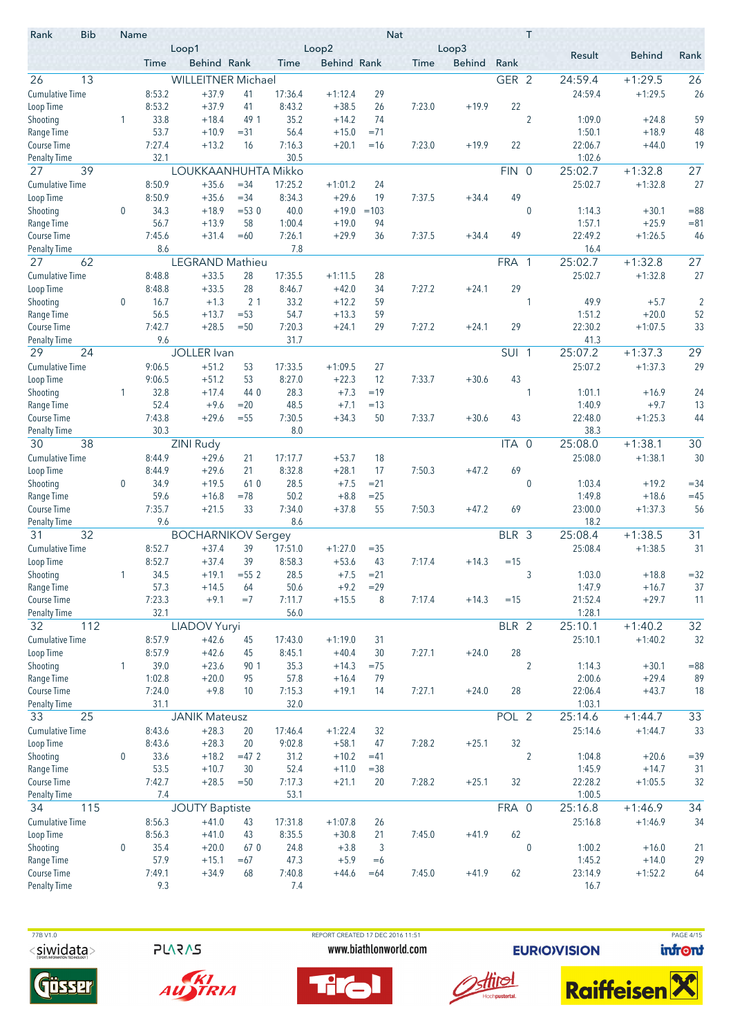| Rank | Bib | Name | | | | | | | Nat | T | Result | Behind | Rank |
|---|---|---|---|---|---|---|---|---|---|---|---|---|---|
| | | Loop1 | | | Loop2 | | | Loop3 | | | | | |
| | | Time | Behind | Rank | Time | Behind | Rank | Time | Behind | Rank | | | |
| 26 | 13 | WILLEITNER Michael | | | | | | | GER | 2 | 24:59.4 | +1:29.5 | 26 |
| Cumulative Time | | 8:53.2 | +37.9 | 41 | 17:36.4 | +1:12.4 | 29 | | | | 24:59.4 | +1:29.5 | 26 |
| Loop Time | | 8:53.2 | +37.9 | 41 | 8:43.2 | +38.5 | 26 | 7:23.0 | +19.9 | 22 | | | |
| Shooting | 1 | 33.8 | +18.4 | 49 1 | 35.2 | +14.2 | 74 | | | 2 | 1:09.0 | +24.8 | 59 |
| Range Time | | 53.7 | +10.9 | =31 | 56.4 | +15.0 | =71 | | | | 1:50.1 | +18.9 | 48 |
| Course Time | | 7:27.4 | +13.2 | 16 | 7:16.3 | +20.1 | =16 | 7:23.0 | +19.9 | 22 | 22:06.7 | +44.0 | 19 |
| Penalty Time | | 32.1 | | | 30.5 | | | | | | 1:02.6 | | |
| 27 | 39 | LOUKKAANHUHTA Mikko | | | | | | | FIN | 0 | 25:02.7 | +1:32.8 | 27 |
| Cumulative Time | | 8:50.9 | +35.6 | =34 | 17:25.2 | +1:01.2 | 24 | | | | 25:02.7 | +1:32.8 | 27 |
| Loop Time | | 8:50.9 | +35.6 | =34 | 8:34.3 | +29.6 | 19 | 7:37.5 | +34.4 | 49 | | | |
| Shooting | 0 | 34.3 | +18.9 | =53 0 | 40.0 | +19.0 | =103 | | | 0 | 1:14.3 | +30.1 | =88 |
| Range Time | | 56.7 | +13.9 | 58 | 1:00.4 | +19.0 | 94 | | | | 1:57.1 | +25.9 | =81 |
| Course Time | | 7:45.6 | +31.4 | =60 | 7:26.1 | +29.9 | 36 | 7:37.5 | +34.4 | 49 | 22:49.2 | +1:26.5 | 46 |
| Penalty Time | | 8.6 | | | 7.8 | | | | | | 16.4 | | |
| 27 | 62 | LEGRAND Mathieu | | | | | | | FRA | 1 | 25:02.7 | +1:32.8 | 27 |
| Cumulative Time | | 8:48.8 | +33.5 | 28 | 17:35.5 | +1:11.5 | 28 | | | | 25:02.7 | +1:32.8 | 27 |
| Loop Time | | 8:48.8 | +33.5 | 28 | 8:46.7 | +42.0 | 34 | 7:27.2 | +24.1 | 29 | | | |
| Shooting | 0 | 16.7 | +1.3 | 2 1 | 33.2 | +12.2 | 59 | | | 1 | 49.9 | +5.7 | 2 |
| Range Time | | 56.5 | +13.7 | =53 | 54.7 | +13.3 | 59 | | | | 1:51.2 | +20.0 | 52 |
| Course Time | | 7:42.7 | +28.5 | =50 | 7:20.3 | +24.1 | 29 | 7:27.2 | +24.1 | 29 | 22:30.2 | +1:07.5 | 33 |
| Penalty Time | | 9.6 | | | 31.7 | | | | | | 41.3 | | |
| 29 | 24 | JOLLER Ivan | | | | | | | SUI | 1 | 25:07.2 | +1:37.3 | 29 |
| Cumulative Time | | 9:06.5 | +51.2 | 53 | 17:33.5 | +1:09.5 | 27 | | | | 25:07.2 | +1:37.3 | 29 |
| Loop Time | | 9:06.5 | +51.2 | 53 | 8:27.0 | +22.3 | 12 | 7:33.7 | +30.6 | 43 | | | |
| Shooting | 1 | 32.8 | +17.4 | 44 0 | 28.3 | +7.3 | =19 | | | 1 | 1:01.1 | +16.9 | 24 |
| Range Time | | 52.4 | +9.6 | =20 | 48.5 | +7.1 | =13 | | | | 1:40.9 | +9.7 | 13 |
| Course Time | | 7:43.8 | +29.6 | =55 | 7:30.5 | +34.3 | 50 | 7:33.7 | +30.6 | 43 | 22:48.0 | +1:25.3 | 44 |
| Penalty Time | | 30.3 | | | 8.0 | | | | | | 38.3 | | |
| 30 | 38 | ZINI Rudy | | | | | | | ITA | 0 | 25:08.0 | +1:38.1 | 30 |
| Cumulative Time | | 8:44.9 | +29.6 | 21 | 17:17.7 | +53.7 | 18 | | | | 25:08.0 | +1:38.1 | 30 |
| Loop Time | | 8:44.9 | +29.6 | 21 | 8:32.8 | +28.1 | 17 | 7:50.3 | +47.2 | 69 | | | |
| Shooting | 0 | 34.9 | +19.5 | 61 0 | 28.5 | +7.5 | =21 | | | 0 | 1:03.4 | +19.2 | =34 |
| Range Time | | 59.6 | +16.8 | =78 | 50.2 | +8.8 | =25 | | | | 1:49.8 | +18.6 | =45 |
| Course Time | | 7:35.7 | +21.5 | 33 | 7:34.0 | +37.8 | 55 | 7:50.3 | +47.2 | 69 | 23:00.0 | +1:37.3 | 56 |
| Penalty Time | | 9.6 | | | 8.6 | | | | | | 18.2 | | |
| 31 | 32 | BOCHARNIKOV Sergey | | | | | | | BLR | 3 | 25:08.4 | +1:38.5 | 31 |
| Cumulative Time | | 8:52.7 | +37.4 | 39 | 17:51.0 | +1:27.0 | =35 | | | | 25:08.4 | +1:38.5 | 31 |
| Loop Time | | 8:52.7 | +37.4 | 39 | 8:58.3 | +53.6 | 43 | 7:17.4 | +14.3 | =15 | | | |
| Shooting | 1 | 34.5 | +19.1 | =55 2 | 28.5 | +7.5 | =21 | | | 3 | 1:03.0 | +18.8 | =32 |
| Range Time | | 57.3 | +14.5 | 64 | 50.6 | +9.2 | =29 | | | | 1:47.9 | +16.7 | 37 |
| Course Time | | 7:23.3 | +9.1 | =7 | 7:11.7 | +15.5 | 8 | 7:17.4 | +14.3 | =15 | 21:52.4 | +29.7 | 11 |
| Penalty Time | | 32.1 | | | 56.0 | | | | | | 1:28.1 | | |
| 32 | 112 | LIADOV Yuryi | | | | | | | BLR | 2 | 25:10.1 | +1:40.2 | 32 |
| Cumulative Time | | 8:57.9 | +42.6 | 45 | 17:43.0 | +1:19.0 | 31 | | | | 25:10.1 | +1:40.2 | 32 |
| Loop Time | | 8:57.9 | +42.6 | 45 | 8:45.1 | +40.4 | 30 | 7:27.1 | +24.0 | 28 | | | |
| Shooting | 1 | 39.0 | +23.6 | 90 1 | 35.3 | +14.3 | =75 | | | 2 | 1:14.3 | +30.1 | =88 |
| Range Time | | 1:02.8 | +20.0 | 95 | 57.8 | +16.4 | 79 | | | | 2:00.6 | +29.4 | 89 |
| Course Time | | 7:24.0 | +9.8 | 10 | 7:15.3 | +19.1 | 14 | 7:27.1 | +24.0 | 28 | 22:06.4 | +43.7 | 18 |
| Penalty Time | | 31.1 | | | 32.0 | | | | | | 1:03.1 | | |
| 33 | 25 | JANIK Mateusz | | | | | | | POL | 2 | 25:14.6 | +1:44.7 | 33 |
| Cumulative Time | | 8:43.6 | +28.3 | 20 | 17:46.4 | +1:22.4 | 32 | | | | 25:14.6 | +1:44.7 | 33 |
| Loop Time | | 8:43.6 | +28.3 | 20 | 9:02.8 | +58.1 | 47 | 7:28.2 | +25.1 | 32 | | | |
| Shooting | 0 | 33.6 | +18.2 | =47 2 | 31.2 | +10.2 | =41 | | | 2 | 1:04.8 | +20.6 | =39 |
| Range Time | | 53.5 | +10.7 | 30 | 52.4 | +11.0 | =38 | | | | 1:45.9 | +14.7 | 31 |
| Course Time | | 7:42.7 | +28.5 | =50 | 7:17.3 | +21.1 | 20 | 7:28.2 | +25.1 | 32 | 22:28.2 | +1:05.5 | 32 |
| Penalty Time | | 7.4 | | | 53.1 | | | | | | 1:00.5 | | |
| 34 | 115 | JOUTY Baptiste | | | | | | | FRA | 0 | 25:16.8 | +1:46.9 | 34 |
| Cumulative Time | | 8:56.3 | +41.0 | 43 | 17:31.8 | +1:07.8 | 26 | | | | 25:16.8 | +1:46.9 | 34 |
| Loop Time | | 8:56.3 | +41.0 | 43 | 8:35.5 | +30.8 | 21 | 7:45.0 | +41.9 | 62 | | | |
| Shooting | 0 | 35.4 | +20.0 | 67 0 | 24.8 | +3.8 | 3 | | | 0 | 1:00.2 | +16.0 | 21 |
| Range Time | | 57.9 | +15.1 | =67 | 47.3 | +5.9 | =6 | | | | 1:45.2 | +14.0 | 29 |
| Course Time | | 7:49.1 | +34.9 | 68 | 7:40.8 | +44.6 | =64 | 7:45.0 | +41.9 | 62 | 23:14.9 | +1:52.2 | 64 |
| Penalty Time | | 9.3 | | | 7.4 | | | | | | 16.7 | | |

77B V1.0 REPORT CREATED 17 DEC 2016 11:51 www.biathlonworld.com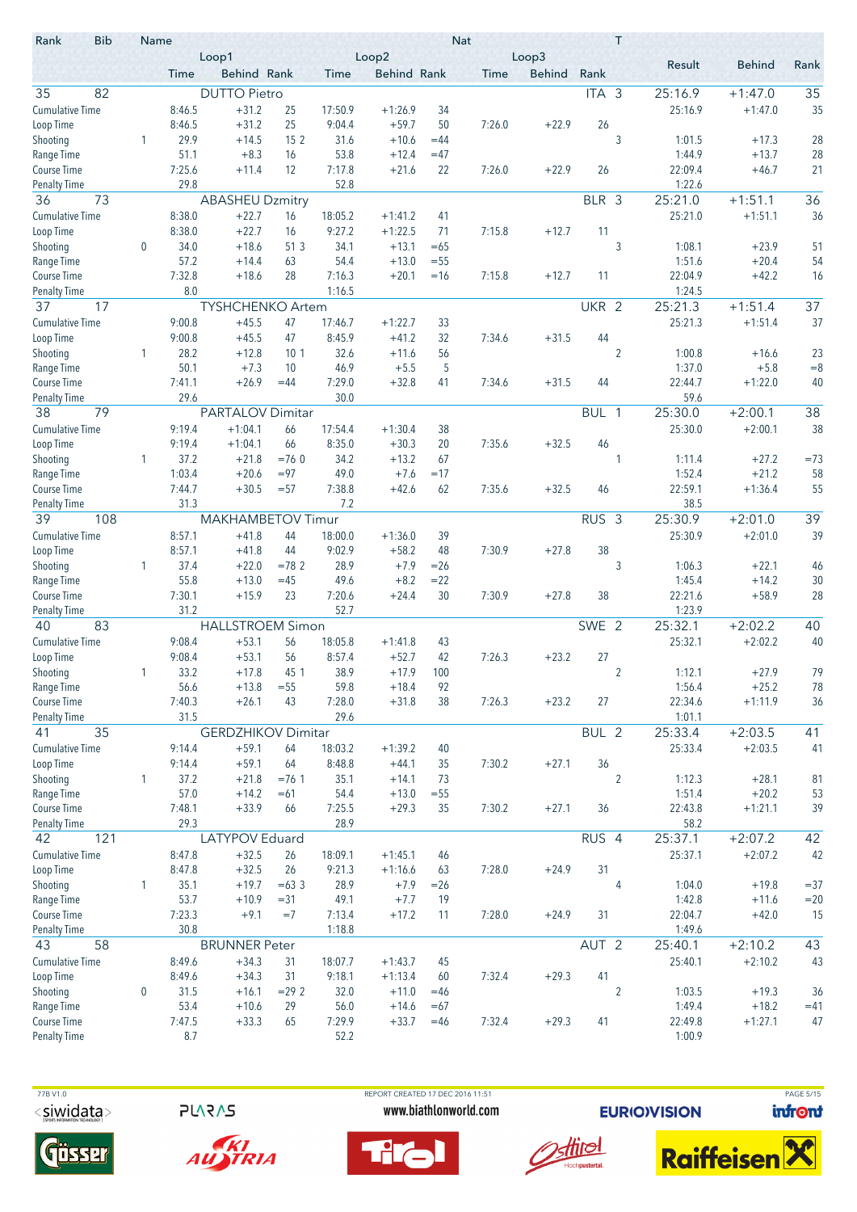| Rank | Bib | Name | | | | | | | | Nat | | T | Result | Behind | Rank |
|---|---|---|---|---|---|---|---|---|---|---|---|---|---|---|---|
| | | | Loop1 | | | Loop2 | | | Loop3 | | | | | | |
| | | | Time | Behind | Rank | Time | Behind | Rank | Time | Behind | Rank | | | | |
| 35 | 82 | DUTTO Pietro | | | | | | | | | ITA | 3 | 25:16.9 | +1:47.0 | 35 |
| Cumulative Time | | | 8:46.5 | +31.2 | 25 | 17:50.9 | +1:26.9 | 34 | | | | | 25:16.9 | +1:47.0 | 35 |
| Loop Time | | | 8:46.5 | +31.2 | 25 | 9:04.4 | +59.7 | 50 | 7:26.0 | +22.9 | 26 | | | | |
| Shooting | | 1 | 29.9 | +14.5 | 15 2 | 31.6 | +10.6 | =44 | | | | 3 | 1:01.5 | +17.3 | 28 |
| Range Time | | | 51.1 | +8.3 | 16 | 53.8 | +12.4 | =47 | | | | | 1:44.9 | +13.7 | 28 |
| Course Time | | | 7:25.6 | +11.4 | 12 | 7:17.8 | +21.6 | 22 | 7:26.0 | +22.9 | 26 | | 22:09.4 | +46.7 | 21 |
| Penalty Time | | | 29.8 | | | 52.8 | | | | | | | 1:22.6 | | |
| 36 | 73 | ABASHEU Dzmitry | | | | | | | | | BLR | 3 | 25:21.0 | +1:51.1 | 36 |
| Cumulative Time | | | 8:38.0 | +22.7 | 16 | 18:05.2 | +1:41.2 | 41 | | | | | 25:21.0 | +1:51.1 | 36 |
| Loop Time | | | 8:38.0 | +22.7 | 16 | 9:27.2 | +1:22.5 | 71 | 7:15.8 | +12.7 | 11 | | | | |
| Shooting | | 0 | 34.0 | +18.6 | 51 3 | 34.1 | +13.1 | =65 | | | | 3 | 1:08.1 | +23.9 | 51 |
| Range Time | | | 57.2 | +14.4 | 63 | 54.4 | +13.0 | =55 | | | | | 1:51.6 | +20.4 | 54 |
| Course Time | | | 7:32.8 | +18.6 | 28 | 7:16.3 | +20.1 | =16 | 7:15.8 | +12.7 | 11 | | 22:04.9 | +42.2 | 16 |
| Penalty Time | | | 8.0 | | | 1:16.5 | | | | | | | 1:24.5 | | |
| 37 | 17 | TYSHCHENKO Artem | | | | | | | | | UKR | 2 | 25:21.3 | +1:51.4 | 37 |
| Cumulative Time | | | 9:00.8 | +45.5 | 47 | 17:46.7 | +1:22.7 | 33 | | | | | 25:21.3 | +1:51.4 | 37 |
| Loop Time | | | 9:00.8 | +45.5 | 47 | 8:45.9 | +41.2 | 32 | 7:34.6 | +31.5 | 44 | | | | |
| Shooting | | 1 | 28.2 | +12.8 | 10 1 | 32.6 | +11.6 | 56 | | | | 2 | 1:00.8 | +16.6 | 23 |
| Range Time | | | 50.1 | +7.3 | 10 | 46.9 | +5.5 | 5 | | | | | 1:37.0 | +5.8 | =8 |
| Course Time | | | 7:41.1 | +26.9 | =44 | 7:29.0 | +32.8 | 41 | 7:34.6 | +31.5 | 44 | | 22:44.7 | +1:22.0 | 40 |
| Penalty Time | | | 29.6 | | | 30.0 | | | | | | | 59.6 | | |
| 38 | 79 | PARTALOV Dimitar | | | | | | | | | BUL | 1 | 25:30.0 | +2:00.1 | 38 |
| Cumulative Time | | | 9:19.4 | +1:04.1 | 66 | 17:54.4 | +1:30.4 | 38 | | | | | 25:30.0 | +2:00.1 | 38 |
| Loop Time | | | 9:19.4 | +1:04.1 | 66 | 8:35.0 | +30.3 | 20 | 7:35.6 | +32.5 | 46 | | | | |
| Shooting | | 1 | 37.2 | +21.8 | =76 0 | 34.2 | +13.2 | 67 | | | | 1 | 1:11.4 | +27.2 | =73 |
| Range Time | | | 1:03.4 | +20.6 | =97 | 49.0 | +7.6 | =17 | | | | | 1:52.4 | +21.2 | 58 |
| Course Time | | | 7:44.7 | +30.5 | =57 | 7:38.8 | +42.6 | 62 | 7:35.6 | +32.5 | 46 | | 22:59.1 | +1:36.4 | 55 |
| Penalty Time | | | 31.3 | | | 7.2 | | | | | | | 38.5 | | |
| 39 | 108 | MAKHAMBETOV Timur | | | | | | | | | RUS | 3 | 25:30.9 | +2:01.0 | 39 |
| Cumulative Time | | | 8:57.1 | +41.8 | 44 | 18:00.0 | +1:36.0 | 39 | | | | | 25:30.9 | +2:01.0 | 39 |
| Loop Time | | | 8:57.1 | +41.8 | 44 | 9:02.9 | +58.2 | 48 | 7:30.9 | +27.8 | 38 | | | | |
| Shooting | | 1 | 37.4 | +22.0 | =78 2 | 28.9 | +7.9 | =26 | | | | 3 | 1:06.3 | +22.1 | 46 |
| Range Time | | | 55.8 | +13.0 | =45 | 49.6 | +8.2 | =22 | | | | | 1:45.4 | +14.2 | 30 |
| Course Time | | | 7:30.1 | +15.9 | 23 | 7:20.6 | +24.4 | 30 | 7:30.9 | +27.8 | 38 | | 22:21.6 | +58.9 | 28 |
| Penalty Time | | | 31.2 | | | 52.7 | | | | | | | 1:23.9 | | |
| 40 | 83 | HALLSTROEM Simon | | | | | | | | | SWE | 2 | 25:32.1 | +2:02.2 | 40 |
| Cumulative Time | | | 9:08.4 | +53.1 | 56 | 18:05.8 | +1:41.8 | 43 | | | | | 25:32.1 | +2:02.2 | 40 |
| Loop Time | | | 9:08.4 | +53.1 | 56 | 8:57.4 | +52.7 | 42 | 7:26.3 | +23.2 | 27 | | | | |
| Shooting | | 1 | 33.2 | +17.8 | 45 1 | 38.9 | +17.9 | 100 | | | | 2 | 1:12.1 | +27.9 | 79 |
| Range Time | | | 56.6 | +13.8 | =55 | 59.8 | +18.4 | 92 | | | | | 1:56.4 | +25.2 | 78 |
| Course Time | | | 7:40.3 | +26.1 | 43 | 7:28.0 | +31.8 | 38 | 7:26.3 | +23.2 | 27 | | 22:34.6 | +1:11.9 | 36 |
| Penalty Time | | | 31.5 | | | 29.6 | | | | | | | 1:01.1 | | |
| 41 | 35 | GERDZHIKOV Dimitar | | | | | | | | | BUL | 2 | 25:33.4 | +2:03.5 | 41 |
| Cumulative Time | | | 9:14.4 | +59.1 | 64 | 18:03.2 | +1:39.2 | 40 | | | | | 25:33.4 | +2:03.5 | 41 |
| Loop Time | | | 9:14.4 | +59.1 | 64 | 8:48.8 | +44.1 | 35 | 7:30.2 | +27.1 | 36 | | | | |
| Shooting | | 1 | 37.2 | +21.8 | =76 1 | 35.1 | +14.1 | 73 | | | | 2 | 1:12.3 | +28.1 | 81 |
| Range Time | | | 57.0 | +14.2 | =61 | 54.4 | +13.0 | =55 | | | | | 1:51.4 | +20.2 | 53 |
| Course Time | | | 7:48.1 | +33.9 | 66 | 7:25.5 | +29.3 | 35 | 7:30.2 | +27.1 | 36 | | 22:43.8 | +1:21.1 | 39 |
| Penalty Time | | | 29.3 | | | 28.9 | | | | | | | 58.2 | | |
| 42 | 121 | LATYPOV Eduard | | | | | | | | | RUS | 4 | 25:37.1 | +2:07.2 | 42 |
| Cumulative Time | | | 8:47.8 | +32.5 | 26 | 18:09.1 | +1:45.1 | 46 | | | | | 25:37.1 | +2:07.2 | 42 |
| Loop Time | | | 8:47.8 | +32.5 | 26 | 9:21.3 | +1:16.6 | 63 | 7:28.0 | +24.9 | 31 | | | | |
| Shooting | | 1 | 35.1 | +19.7 | =63 3 | 28.9 | +7.9 | =26 | | | | 4 | 1:04.0 | +19.8 | =37 |
| Range Time | | | 53.7 | +10.9 | =31 | 49.1 | +7.7 | 19 | | | | | 1:42.8 | +11.6 | =20 |
| Course Time | | | 7:23.3 | +9.1 | =7 | 7:13.4 | +17.2 | 11 | 7:28.0 | +24.9 | 31 | | 22:04.7 | +42.0 | 15 |
| Penalty Time | | | 30.8 | | | 1:18.8 | | | | | | | 1:49.6 | | |
| 43 | 58 | BRUNNER Peter | | | | | | | | | AUT | 2 | 25:40.1 | +2:10.2 | 43 |
| Cumulative Time | | | 8:49.6 | +34.3 | 31 | 18:07.7 | +1:43.7 | 45 | | | | | 25:40.1 | +2:10.2 | 43 |
| Loop Time | | | 8:49.6 | +34.3 | 31 | 9:18.1 | +1:13.4 | 60 | 7:32.4 | +29.3 | 41 | | | | |
| Shooting | | 0 | 31.5 | +16.1 | =29 2 | 32.0 | +11.0 | =46 | | | | 2 | 1:03.5 | +19.3 | 36 |
| Range Time | | | 53.4 | +10.6 | 29 | 56.0 | +14.6 | =67 | | | | | 1:49.4 | +18.2 | =41 |
| Course Time | | | 7:47.5 | +33.3 | 65 | 7:29.9 | +33.7 | =46 | 7:32.4 | +29.3 | 41 | | 22:49.8 | +1:27.1 | 47 |
| Penalty Time | | | 8.7 | | | 52.2 | | | | | | | 1:00.9 | | |

77B V1.0 REPORT CREATED 17 DEC 2016 11:51

www.biathlonworld.com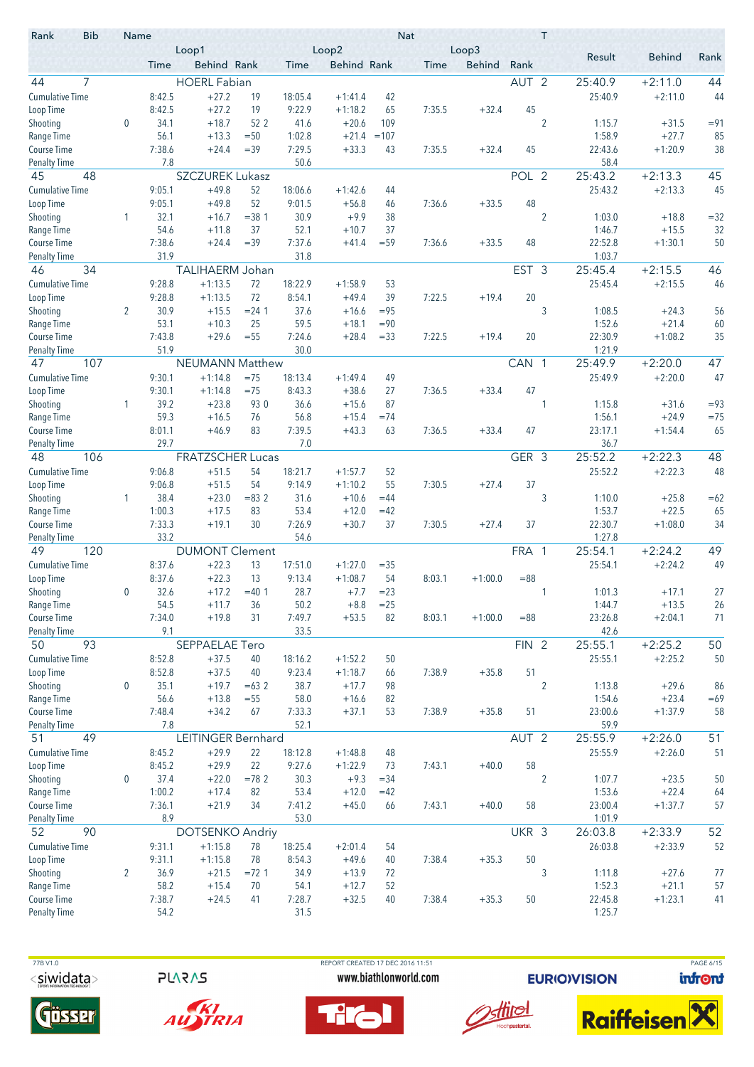| Rank | Bib | Name | | | | | | | Nat | | | | T | | | |
|---|---|---|---|---|---|---|---|---|---|---|---|---|---|---|---|---|
| | | | Loop1 | | | Loop2 | | | Loop3 | | | | | Result | Behind | Rank |
| | | | Time | Behind | Rank | Time | Behind | Rank | Time | Behind | Rank | | | | | |
| 44 | 7 | HOERL Fabian | | | | | | | | | | AUT | 2 | 25:40.9 | +2:11.0 | 44 |
| Cumulative Time | | | 8:42.5 | +27.2 | 19 | 18:05.4 | +1:41.4 | 42 | | | | | | 25:40.9 | +2:11.0 | 44 |
| Loop Time | | | 8:42.5 | +27.2 | 19 | 9:22.9 | +1:18.2 | 65 | 7:35.5 | +32.4 | 45 | | | | | |
| Shooting | | 0 | 34.1 | +18.7 | 52 2 | 41.6 | +20.6 | 109 | | | | | 2 | 1:15.7 | +31.5 | =91 |
| Range Time | | | 56.1 | +13.3 | =50 | 1:02.8 | +21.4 | =107 | | | | | | 1:58.9 | +27.7 | 85 |
| Course Time | | | 7:38.6 | +24.4 | =39 | 7:29.5 | +33.3 | 43 | 7:35.5 | +32.4 | 45 | | | 22:43.6 | +1:20.9 | 38 |
| Penalty Time | | | 7.8 | | | 50.6 | | | | | | | | 58.4 | | |
| 45 | 48 | SZCZUREK Lukasz | | | | | | | | | | POL | 2 | 25:43.2 | +2:13.3 | 45 |
| Cumulative Time | | | 9:05.1 | +49.8 | 52 | 18:06.6 | +1:42.6 | 44 | | | | | | 25:43.2 | +2:13.3 | 45 |
| Loop Time | | | 9:05.1 | +49.8 | 52 | 9:01.5 | +56.8 | 46 | 7:36.6 | +33.5 | 48 | | | | | |
| Shooting | | 1 | 32.1 | +16.7 | =38 1 | 30.9 | +9.9 | 38 | | | | | 2 | 1:03.0 | +18.8 | =32 |
| Range Time | | | 54.6 | +11.8 | 37 | 52.1 | +10.7 | 37 | | | | | | 1:46.7 | +15.5 | 32 |
| Course Time | | | 7:38.6 | +24.4 | =39 | 7:37.6 | +41.4 | =59 | 7:36.6 | +33.5 | 48 | | | 22:52.8 | +1:30.1 | 50 |
| Penalty Time | | | 31.9 | | | 31.8 | | | | | | | | 1:03.7 | | |
| 46 | 34 | TALIHAERM Johan | | | | | | | | | | EST | 3 | 25:45.4 | +2:15.5 | 46 |
| Cumulative Time | | | 9:28.8 | +1:13.5 | 72 | 18:22.9 | +1:58.9 | 53 | | | | | | 25:45.4 | +2:15.5 | 46 |
| Loop Time | | | 9:28.8 | +1:13.5 | 72 | 8:54.1 | +49.4 | 39 | 7:22.5 | +19.4 | 20 | | | | | |
| Shooting | | 2 | 30.9 | +15.5 | =24 1 | 37.6 | +16.6 | =95 | | | | | 3 | 1:08.5 | +24.3 | 56 |
| Range Time | | | 53.1 | +10.3 | 25 | 59.5 | +18.1 | =90 | | | | | | 1:52.6 | +21.4 | 60 |
| Course Time | | | 7:43.8 | +29.6 | =55 | 7:24.6 | +28.4 | =33 | 7:22.5 | +19.4 | 20 | | | 22:30.9 | +1:08.2 | 35 |
| Penalty Time | | | 51.9 | | | 30.0 | | | | | | | | 1:21.9 | | |
| 47 | 107 | NEUMANN Matthew | | | | | | | | | | CAN | 1 | 25:49.9 | +2:20.0 | 47 |
| Cumulative Time | | | 9:30.1 | +1:14.8 | =75 | 18:13.4 | +1:49.4 | 49 | | | | | | 25:49.9 | +2:20.0 | 47 |
| Loop Time | | | 9:30.1 | +1:14.8 | =75 | 8:43.3 | +38.6 | 27 | 7:36.5 | +33.4 | 47 | | | | | |
| Shooting | | 1 | 39.2 | +23.8 | 93 0 | 36.6 | +15.6 | 87 | | | | | 1 | 1:15.8 | +31.6 | =93 |
| Range Time | | | 59.3 | +16.5 | 76 | 56.8 | +15.4 | =74 | | | | | | 1:56.1 | +24.9 | =75 |
| Course Time | | | 8:01.1 | +46.9 | 83 | 7:39.5 | +43.3 | 63 | 7:36.5 | +33.4 | 47 | | | 23:17.1 | +1:54.4 | 65 |
| Penalty Time | | | 29.7 | | | 7.0 | | | | | | | | 36.7 | | |
| 48 | 106 | FRATZSCHER Lucas | | | | | | | | | | GER | 3 | 25:52.2 | +2:22.3 | 48 |
| Cumulative Time | | | 9:06.8 | +51.5 | 54 | 18:21.7 | +1:57.7 | 52 | | | | | | 25:52.2 | +2:22.3 | 48 |
| Loop Time | | | 9:06.8 | +51.5 | 54 | 9:14.9 | +1:10.2 | 55 | 7:30.5 | +27.4 | 37 | | | | | |
| Shooting | | 1 | 38.4 | +23.0 | =83 2 | 31.6 | +10.6 | =44 | | | | | 3 | 1:10.0 | +25.8 | =62 |
| Range Time | | | 1:00.3 | +17.5 | 83 | 53.4 | +12.0 | =42 | | | | | | 1:53.7 | +22.5 | 65 |
| Course Time | | | 7:33.3 | +19.1 | 30 | 7:26.9 | +30.7 | 37 | 7:30.5 | +27.4 | 37 | | | 22:30.7 | +1:08.0 | 34 |
| Penalty Time | | | 33.2 | | | 54.6 | | | | | | | | 1:27.8 | | |
| 49 | 120 | DUMONT Clement | | | | | | | | | | FRA | 1 | 25:54.1 | +2:24.2 | 49 |
| Cumulative Time | | | 8:37.6 | +22.3 | 13 | 17:51.0 | +1:27.0 | =35 | | | | | | 25:54.1 | +2:24.2 | 49 |
| Loop Time | | | 8:37.6 | +22.3 | 13 | 9:13.4 | +1:08.7 | 54 | 8:03.1 | +1:00.0 | =88 | | | | | |
| Shooting | | 0 | 32.6 | +17.2 | =40 1 | 28.7 | +7.7 | =23 | | | | | 1 | 1:01.3 | +17.1 | 27 |
| Range Time | | | 54.5 | +11.7 | 36 | 50.2 | +8.8 | =25 | | | | | | 1:44.7 | +13.5 | 26 |
| Course Time | | | 7:34.0 | +19.8 | 31 | 7:49.7 | +53.5 | 82 | 8:03.1 | +1:00.0 | =88 | | | 23:26.8 | +2:04.1 | 71 |
| Penalty Time | | | 9.1 | | | 33.5 | | | | | | | | 42.6 | | |
| 50 | 93 | SEPPAELAE Tero | | | | | | | | | | FIN | 2 | 25:55.1 | +2:25.2 | 50 |
| Cumulative Time | | | 8:52.8 | +37.5 | 40 | 18:16.2 | +1:52.2 | 50 | | | | | | 25:55.1 | +2:25.2 | 50 |
| Loop Time | | | 8:52.8 | +37.5 | 40 | 9:23.4 | +1:18.7 | 66 | 7:38.9 | +35.8 | 51 | | | | | |
| Shooting | | 0 | 35.1 | +19.7 | =63 2 | 38.7 | +17.7 | 98 | | | | | 2 | 1:13.8 | +29.6 | 86 |
| Range Time | | | 56.6 | +13.8 | =55 | 58.0 | +16.6 | 82 | | | | | | 1:54.6 | +23.4 | =69 |
| Course Time | | | 7:48.4 | +34.2 | 67 | 7:33.3 | +37.1 | 53 | 7:38.9 | +35.8 | 51 | | | 23:00.6 | +1:37.9 | 58 |
| Penalty Time | | | 7.8 | | | 52.1 | | | | | | | | 59.9 | | |
| 51 | 49 | LEITINGER Bernhard | | | | | | | | | | AUT | 2 | 25:55.9 | +2:26.0 | 51 |
| Cumulative Time | | | 8:45.2 | +29.9 | 22 | 18:12.8 | +1:48.8 | 48 | | | | | | 25:55.9 | +2:26.0 | 51 |
| Loop Time | | | 8:45.2 | +29.9 | 22 | 9:27.6 | +1:22.9 | 73 | 7:43.1 | +40.0 | 58 | | | | | |
| Shooting | | 0 | 37.4 | +22.0 | =78 2 | 30.3 | +9.3 | =34 | | | | | 2 | 1:07.7 | +23.5 | 50 |
| Range Time | | | 1:00.2 | +17.4 | 82 | 53.4 | +12.0 | =42 | | | | | | 1:53.6 | +22.4 | 64 |
| Course Time | | | 7:36.1 | +21.9 | 34 | 7:41.2 | +45.0 | 66 | 7:43.1 | +40.0 | 58 | | | 23:00.4 | +1:37.7 | 57 |
| Penalty Time | | | 8.9 | | | 53.0 | | | | | | | | 1:01.9 | | |
| 52 | 90 | DOTSENKO Andriy | | | | | | | | | | UKR | 3 | 26:03.8 | +2:33.9 | 52 |
| Cumulative Time | | | 9:31.1 | +1:15.8 | 78 | 18:25.4 | +2:01.4 | 54 | | | | | | 26:03.8 | +2:33.9 | 52 |
| Loop Time | | | 9:31.1 | +1:15.8 | 78 | 8:54.3 | +49.6 | 40 | 7:38.4 | +35.3 | 50 | | | | | |
| Shooting | | 2 | 36.9 | +21.5 | =72 1 | 34.9 | +13.9 | 72 | | | | | 3 | 1:11.8 | +27.6 | 77 |
| Range Time | | | 58.2 | +15.4 | 70 | 54.1 | +12.7 | 52 | | | | | | 1:52.3 | +21.1 | 57 |
| Course Time | | | 7:38.7 | +24.5 | 41 | 7:28.7 | +32.5 | 40 | 7:38.4 | +35.3 | 50 | | | 22:45.8 | +1:23.1 | 41 |
| Penalty Time | | | 54.2 | | | 31.5 | | | | | | | | 1:25.7 | | |

77B V1.0 — REPORT CREATED 17 DEC 2016 11:51 — www.biathlonworld.com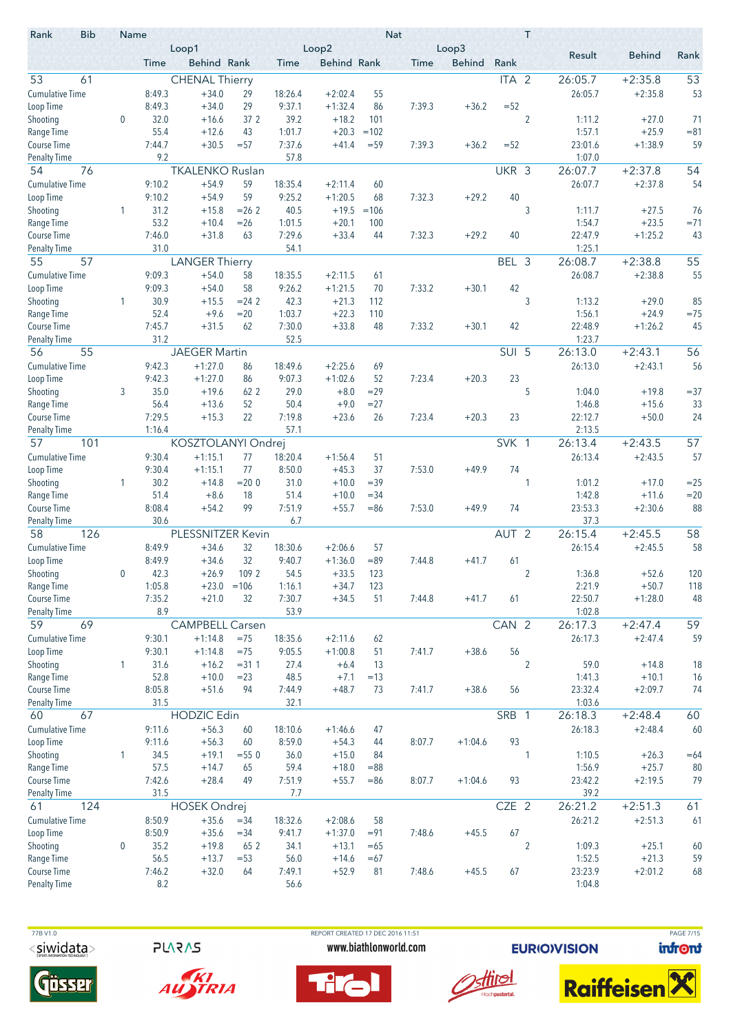| Rank | Bib | Name | | Loop1 | | | Loop2 | | | Loop3 | | Nat | T | Result | Behind | Rank |
|---|---|---|---|---|---|---|---|---|---|---|---|---|---|---|---|---|
| | | | Time | Behind | Rank | Time | Behind | Rank | Time | Behind | Rank | | | | | |
| 53 | 61 | CHENAL Thierry | | | | | | | | | | ITA | 2 | 26:05.7 | +2:35.8 | 53 |
| | | Cumulative Time | 8:49.3 | +34.0 | 29 | 18:26.4 | +2:02.4 | 55 | | | | | | 26:05.7 | +2:35.8 | 53 |
| | | Loop Time | 8:49.3 | +34.0 | 29 | 9:37.1 | +1:32.4 | 86 | 7:39.3 | +36.2 | =52 | | | | | |
| | | Shooting | 0 32.0 | +16.6 | 37 2 | 39.2 | +18.2 | 101 | | | | | 2 | 1:11.2 | +27.0 | 71 |
| | | Range Time | 55.4 | +12.6 | 43 | 1:01.7 | +20.3 | =102 | | | | | | 1:57.1 | +25.9 | =81 |
| | | Course Time | 7:44.7 | +30.5 | =57 | 7:37.6 | +41.4 | =59 | 7:39.3 | +36.2 | =52 | | | 23:01.6 | +1:38.9 | 59 |
| | | Penalty Time | 9.2 | | | 57.8 | | | | | | | | 1:07.0 | | |
| 54 | 76 | TKALENKO Ruslan | | | | | | | | | | UKR | 3 | 26:07.7 | +2:37.8 | 54 |
| | | Cumulative Time | 9:10.2 | +54.9 | 59 | 18:35.4 | +2:11.4 | 60 | | | | | | 26:07.7 | +2:37.8 | 54 |
| | | Loop Time | 9:10.2 | +54.9 | 59 | 9:25.2 | +1:20.5 | 68 | 7:32.3 | +29.2 | 40 | | | | | |
| | | Shooting | 1 31.2 | +15.8 | =26 2 | 40.5 | +19.5 | =106 | | | | | 3 | 1:11.7 | +27.5 | 76 |
| | | Range Time | 53.2 | +10.4 | =26 | 1:01.5 | +20.1 | 100 | | | | | | 1:54.7 | +23.5 | =71 |
| | | Course Time | 7:46.0 | +31.8 | 63 | 7:29.6 | +33.4 | 44 | 7:32.3 | +29.2 | 40 | | | 22:47.9 | +1:25.2 | 43 |
| | | Penalty Time | 31.0 | | | 54.1 | | | | | | | | 1:25.1 | | |
| 55 | 57 | LANGER Thierry | | | | | | | | | | BEL | 3 | 26:08.7 | +2:38.8 | 55 |
| | | Cumulative Time | 9:09.3 | +54.0 | 58 | 18:35.5 | +2:11.5 | 61 | | | | | | 26:08.7 | +2:38.8 | 55 |
| | | Loop Time | 9:09.3 | +54.0 | 58 | 9:26.2 | +1:21.5 | 70 | 7:33.2 | +30.1 | 42 | | | | | |
| | | Shooting | 1 30.9 | +15.5 | =24 2 | 42.3 | +21.3 | 112 | | | | | 3 | 1:13.2 | +29.0 | 85 |
| | | Range Time | 52.4 | +9.6 | =20 | 1:03.7 | +22.3 | 110 | | | | | | 1:56.1 | +24.9 | =75 |
| | | Course Time | 7:45.7 | +31.5 | 62 | 7:30.0 | +33.8 | 48 | 7:33.2 | +30.1 | 42 | | | 22:48.9 | +1:26.2 | 45 |
| | | Penalty Time | 31.2 | | | 52.5 | | | | | | | | 1:23.7 | | |
| 56 | 55 | JAEGER Martin | | | | | | | | | | SUI | 5 | 26:13.0 | +2:43.1 | 56 |
| | | Cumulative Time | 9:42.3 | +1:27.0 | 86 | 18:49.6 | +2:25.6 | 69 | | | | | | 26:13.0 | +2:43.1 | 56 |
| | | Loop Time | 9:42.3 | +1:27.0 | 86 | 9:07.3 | +1:02.6 | 52 | 7:23.4 | +20.3 | 23 | | | | | |
| | | Shooting | 3 35.0 | +19.6 | 62 2 | 29.0 | +8.0 | =29 | | | | | 5 | 1:04.0 | +19.8 | =37 |
| | | Range Time | 56.4 | +13.6 | 52 | 50.4 | +9.0 | =27 | | | | | | 1:46.8 | +15.6 | 33 |
| | | Course Time | 7:29.5 | +15.3 | 22 | 7:19.8 | +23.6 | 26 | 7:23.4 | +20.3 | 23 | | | 22:12.7 | +50.0 | 24 |
| | | Penalty Time | 1:16.4 | | | 57.1 | | | | | | | | 2:13.5 | | |
| 57 | 101 | KOSZTOLANYI Ondrej | | | | | | | | | | SVK | 1 | 26:13.4 | +2:43.5 | 57 |
| | | Cumulative Time | 9:30.4 | +1:15.1 | 77 | 18:20.4 | +1:56.4 | 51 | | | | | | 26:13.4 | +2:43.5 | 57 |
| | | Loop Time | 9:30.4 | +1:15.1 | 77 | 8:50.0 | +45.3 | 37 | 7:53.0 | +49.9 | 74 | | | | | |
| | | Shooting | 1 30.2 | +14.8 | =20 0 | 31.0 | +10.0 | =39 | | | | | 1 | 1:01.2 | +17.0 | =25 |
| | | Range Time | 51.4 | +8.6 | 18 | 51.4 | +10.0 | =34 | | | | | | 1:42.8 | +11.6 | =20 |
| | | Course Time | 8:08.4 | +54.2 | 99 | 7:51.9 | +55.7 | =86 | 7:53.0 | +49.9 | 74 | | | 23:53.3 | +2:30.6 | 88 |
| | | Penalty Time | 30.6 | | | 6.7 | | | | | | | | 37.3 | | |
| 58 | 126 | PLESSNITZER Kevin | | | | | | | | | | AUT | 2 | 26:15.4 | +2:45.5 | 58 |
| | | Cumulative Time | 8:49.9 | +34.6 | 32 | 18:30.6 | +2:06.6 | 57 | | | | | | 26:15.4 | +2:45.5 | 58 |
| | | Loop Time | 8:49.9 | +34.6 | 32 | 9:40.7 | +1:36.0 | =89 | 7:44.8 | +41.7 | 61 | | | | | |
| | | Shooting | 0 42.3 | +26.9 | 109 2 | 54.5 | +33.5 | 123 | | | | | 2 | 1:36.8 | +52.6 | 120 |
| | | Range Time | 1:05.8 | +23.0 | =106 | 1:16.1 | +34.7 | 123 | | | | | | 2:21.9 | +50.7 | 118 |
| | | Course Time | 7:35.2 | +21.0 | 32 | 7:30.7 | +34.5 | 51 | 7:44.8 | +41.7 | 61 | | | 22:50.7 | +1:28.0 | 48 |
| | | Penalty Time | 8.9 | | | 53.9 | | | | | | | | 1:02.8 | | |
| 59 | 69 | CAMPBELL Carsen | | | | | | | | | | CAN | 2 | 26:17.3 | +2:47.4 | 59 |
| | | Cumulative Time | 9:30.1 | +1:14.8 | =75 | 18:35.6 | +2:11.6 | 62 | | | | | | 26:17.3 | +2:47.4 | 59 |
| | | Loop Time | 9:30.1 | +1:14.8 | =75 | 9:05.5 | +1:00.8 | 51 | 7:41.7 | +38.6 | 56 | | | | | |
| | | Shooting | 1 31.6 | +16.2 | =31 1 | 27.4 | +6.4 | 13 | | | | | 2 | 59.0 | +14.8 | 18 |
| | | Range Time | 52.8 | +10.0 | =23 | 48.5 | +7.1 | =13 | | | | | | 1:41.3 | +10.1 | 16 |
| | | Course Time | 8:05.8 | +51.6 | 94 | 7:44.9 | +48.7 | 73 | 7:41.7 | +38.6 | 56 | | | 23:32.4 | +2:09.7 | 74 |
| | | Penalty Time | 31.5 | | | 32.1 | | | | | | | | 1:03.6 | | |
| 60 | 67 | HODZIC Edin | | | | | | | | | | SRB | 1 | 26:18.3 | +2:48.4 | 60 |
| | | Cumulative Time | 9:11.6 | +56.3 | 60 | 18:10.6 | +1:46.6 | 47 | | | | | | 26:18.3 | +2:48.4 | 60 |
| | | Loop Time | 9:11.6 | +56.3 | 60 | 8:59.0 | +54.3 | 44 | 8:07.7 | +1:04.6 | 93 | | | | | |
| | | Shooting | 1 34.5 | +19.1 | =55 0 | 36.0 | +15.0 | 84 | | | | | 1 | 1:10.5 | +26.3 | =64 |
| | | Range Time | 57.5 | +14.7 | 65 | 59.4 | +18.0 | =88 | | | | | | 1:56.9 | +25.7 | 80 |
| | | Course Time | 7:42.6 | +28.4 | 49 | 7:51.9 | +55.7 | =86 | 8:07.7 | +1:04.6 | 93 | | | 23:42.2 | +2:19.5 | 79 |
| | | Penalty Time | 31.5 | | | 7.7 | | | | | | | | 39.2 | | |
| 61 | 124 | HOSEK Ondrej | | | | | | | | | | CZE | 2 | 26:21.2 | +2:51.3 | 61 |
| | | Cumulative Time | 8:50.9 | +35.6 | =34 | 18:32.6 | +2:08.6 | 58 | | | | | | 26:21.2 | +2:51.3 | 61 |
| | | Loop Time | 8:50.9 | +35.6 | =34 | 9:41.7 | +1:37.0 | =91 | 7:48.6 | +45.5 | 67 | | | | | |
| | | Shooting | 0 35.2 | +19.8 | 65 2 | 34.1 | +13.1 | =65 | | | | | 2 | 1:09.3 | +25.1 | 60 |
| | | Range Time | 56.5 | +13.7 | =53 | 56.0 | +14.6 | =67 | | | | | | 1:52.5 | +21.3 | 59 |
| | | Course Time | 7:46.2 | +32.0 | 64 | 7:49.1 | +52.9 | 81 | 7:48.6 | +45.5 | 67 | | | 23:23.9 | +2:01.2 | 68 |
| | | Penalty Time | 8.2 | | | 56.6 | | | | | | | | 1:04.8 | | |

77B V1.0 REPORT CREATED 17 DEC 2016 11:51 www.biathlonworld.com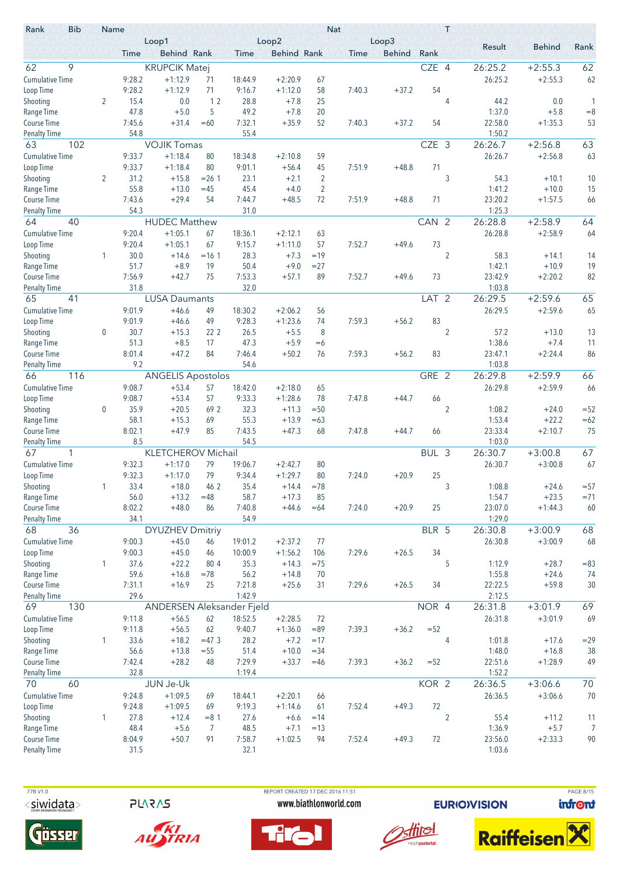| Rank | Bib | Name | | | | | | Nat | | | T | Result | Behind | Rank |
|---|---|---|---|---|---|---|---|---|---|---|---|---|---|---|
| | | Loop1 | | | Loop2 | | | Loop3 | | | | | | |
| | | Time | Behind | Rank | Time | Behind | Rank | Time | Behind | Rank | | | | |
| 62 | 9 | KRUPCIK Matej | | | | | | | | CZE | 4 | 26:25.2 | +2:55.3 | 62 |
| Cumulative Time | | 9:28.2 | +1:12.9 | 71 | 18:44.9 | +2:20.9 | 67 | | | | | 26:25.2 | +2:55.3 | 62 |
| Loop Time | | 9:28.2 | +1:12.9 | 71 | 9:16.7 | +1:12.0 | 58 | 7:40.3 | +37.2 | 54 | | | | |
| Shooting | 2 | 15.4 | 0.0 | 1 2 | 28.8 | +7.8 | 25 | | | | 4 | 44.2 | 0.0 | 1 |
| Range Time | | 47.8 | +5.0 | 5 | 49.2 | +7.8 | 20 | | | | | 1:37.0 | +5.8 | =8 |
| Course Time | | 7:45.6 | +31.4 | =60 | 7:32.1 | +35.9 | 52 | 7:40.3 | +37.2 | 54 | | 22:58.0 | +1:35.3 | 53 |
| Penalty Time | | 54.8 | | | 55.4 | | | | | | | 1:50.2 | | |
| 63 | 102 | VOJIK Tomas | | | | | | | | CZE | 3 | 26:26.7 | +2:56.8 | 63 |
| Cumulative Time | | 9:33.7 | +1:18.4 | 80 | 18:34.8 | +2:10.8 | 59 | | | | | 26:26.7 | +2:56.8 | 63 |
| Loop Time | | 9:33.7 | +1:18.4 | 80 | 9:01.1 | +56.4 | 45 | 7:51.9 | +48.8 | 71 | | | | |
| Shooting | 2 | 31.2 | +15.8 | =26 1 | 23.1 | +2.1 | 2 | | | | 3 | 54.3 | +10.1 | 10 |
| Range Time | | 55.8 | +13.0 | =45 | 45.4 | +4.0 | 2 | | | | | 1:41.2 | +10.0 | 15 |
| Course Time | | 7:43.6 | +29.4 | 54 | 7:44.7 | +48.5 | 72 | 7:51.9 | +48.8 | 71 | | 23:20.2 | +1:57.5 | 66 |
| Penalty Time | | 54.3 | | | 31.0 | | | | | | | 1:25.3 | | |
| 64 | 40 | HUDEC Matthew | | | | | | | | CAN | 2 | 26:28.8 | +2:58.9 | 64 |
| Cumulative Time | | 9:20.4 | +1:05.1 | 67 | 18:36.1 | +2:12.1 | 63 | | | | | 26:28.8 | +2:58.9 | 64 |
| Loop Time | | 9:20.4 | +1:05.1 | 67 | 9:15.7 | +1:11.0 | 57 | 7:52.7 | +49.6 | 73 | | | | |
| Shooting | 1 | 30.0 | +14.6 | =16 1 | 28.3 | +7.3 | =19 | | | | 2 | 58.3 | +14.1 | 14 |
| Range Time | | 51.7 | +8.9 | 19 | 50.4 | +9.0 | =27 | | | | | 1:42.1 | +10.9 | 19 |
| Course Time | | 7:56.9 | +42.7 | 75 | 7:53.3 | +57.1 | 89 | 7:52.7 | +49.6 | 73 | | 23:42.9 | +2:20.2 | 82 |
| Penalty Time | | 31.8 | | | 32.0 | | | | | | | 1:03.8 | | |
| 65 | 41 | LUSA Daumants | | | | | | | | LAT | 2 | 26:29.5 | +2:59.6 | 65 |
| Cumulative Time | | 9:01.9 | +46.6 | 49 | 18:30.2 | +2:06.2 | 56 | | | | | 26:29.5 | +2:59.6 | 65 |
| Loop Time | | 9:01.9 | +46.6 | 49 | 9:28.3 | +1:23.6 | 74 | 7:59.3 | +56.2 | 83 | | | | |
| Shooting | 0 | 30.7 | +15.3 | 22 2 | 26.5 | +5.5 | 8 | | | | 2 | 57.2 | +13.0 | 13 |
| Range Time | | 51.3 | +8.5 | 17 | 47.3 | +5.9 | =6 | | | | | 1:38.6 | +7.4 | 11 |
| Course Time | | 8:01.4 | +47.2 | 84 | 7:46.4 | +50.2 | 76 | 7:59.3 | +56.2 | 83 | | 23:47.1 | +2:24.4 | 86 |
| Penalty Time | | 9.2 | | | 54.6 | | | | | | | 1:03.8 | | |
| 66 | 116 | ANGELIS Apostolos | | | | | | | | GRE | 2 | 26:29.8 | +2:59.9 | 66 |
| Cumulative Time | | 9:08.7 | +53.4 | 57 | 18:42.0 | +2:18.0 | 65 | | | | | 26:29.8 | +2:59.9 | 66 |
| Loop Time | | 9:08.7 | +53.4 | 57 | 9:33.3 | +1:28.6 | 78 | 7:47.8 | +44.7 | 66 | | | | |
| Shooting | 0 | 35.9 | +20.5 | 69 2 | 32.3 | +11.3 | =50 | | | | 2 | 1:08.2 | +24.0 | =52 |
| Range Time | | 58.1 | +15.3 | 69 | 55.3 | +13.9 | =63 | | | | | 1:53.4 | +22.2 | =62 |
| Course Time | | 8:02.1 | +47.9 | 85 | 7:43.5 | +47.3 | 68 | 7:47.8 | +44.7 | 66 | | 23:33.4 | +2:10.7 | 75 |
| Penalty Time | | 8.5 | | | 54.5 | | | | | | | 1:03.0 | | |
| 67 | 1 | KLETCHEROV Michail | | | | | | | | BUL | 3 | 26:30.7 | +3:00.8 | 67 |
| Cumulative Time | | 9:32.3 | +1:17.0 | 79 | 19:06.7 | +2:42.7 | 80 | | | | | 26:30.7 | +3:00.8 | 67 |
| Loop Time | | 9:32.3 | +1:17.0 | 79 | 9:34.4 | +1:29.7 | 80 | 7:24.0 | +20.9 | 25 | | | | |
| Shooting | 1 | 33.4 | +18.0 | 46 2 | 35.4 | +14.4 | =78 | | | | 3 | 1:08.8 | +24.6 | =57 |
| Range Time | | 56.0 | +13.2 | =48 | 58.7 | +17.3 | 85 | | | | | 1:54.7 | +23.5 | =71 |
| Course Time | | 8:02.2 | +48.0 | 86 | 7:40.8 | +44.6 | =64 | 7:24.0 | +20.9 | 25 | | 23:07.0 | +1:44.3 | 60 |
| Penalty Time | | 34.1 | | | 54.9 | | | | | | | 1:29.0 | | |
| 68 | 36 | DYUZHEV Dmitriy | | | | | | | | BLR | 5 | 26:30.8 | +3:00.9 | 68 |
| Cumulative Time | | 9:00.3 | +45.0 | 46 | 19:01.2 | +2:37.2 | 77 | | | | | 26:30.8 | +3:00.9 | 68 |
| Loop Time | | 9:00.3 | +45.0 | 46 | 10:00.9 | +1:56.2 | 106 | 7:29.6 | +26.5 | 34 | | | | |
| Shooting | 1 | 37.6 | +22.2 | 80 4 | 35.3 | +14.3 | =75 | | | | 5 | 1:12.9 | +28.7 | =83 |
| Range Time | | 59.6 | +16.8 | =78 | 56.2 | +14.8 | 70 | | | | | 1:55.8 | +24.6 | 74 |
| Course Time | | 7:31.1 | +16.9 | 25 | 7:21.8 | +25.6 | 31 | 7:29.6 | +26.5 | 34 | | 22:22.5 | +59.8 | 30 |
| Penalty Time | | 29.6 | | | 1:42.9 | | | | | | | 2:12.5 | | |
| 69 | 130 | ANDERSEN Aleksander Fjeld | | | | | | | | NOR | 4 | 26:31.8 | +3:01.9 | 69 |
| Cumulative Time | | 9:11.8 | +56.5 | 62 | 18:52.5 | +2:28.5 | 72 | | | | | 26:31.8 | +3:01.9 | 69 |
| Loop Time | | 9:11.8 | +56.5 | 62 | 9:40.7 | +1:36.0 | =89 | 7:39.3 | +36.2 | =52 | | | | |
| Shooting | 1 | 33.6 | +18.2 | =47 3 | 28.2 | +7.2 | =17 | | | | 4 | 1:01.8 | +17.6 | =29 |
| Range Time | | 56.6 | +13.8 | =55 | 51.4 | +10.0 | =34 | | | | | 1:48.0 | +16.8 | 38 |
| Course Time | | 7:42.4 | +28.2 | 48 | 7:29.9 | +33.7 | =46 | 7:39.3 | +36.2 | =52 | | 22:51.6 | +1:28.9 | 49 |
| Penalty Time | | 32.8 | | | 1:19.4 | | | | | | | 1:52.2 | | |
| 70 | 60 | JUN Je-Uk | | | | | | | | KOR | 2 | 26:36.5 | +3:06.6 | 70 |
| Cumulative Time | | 9:24.8 | +1:09.5 | 69 | 18:44.1 | +2:20.1 | 66 | | | | | 26:36.5 | +3:06.6 | 70 |
| Loop Time | | 9:24.8 | +1:09.5 | 69 | 9:19.3 | +1:14.6 | 61 | 7:52.4 | +49.3 | 72 | | | | |
| Shooting | 1 | 27.8 | +12.4 | =8 1 | 27.6 | +6.6 | =14 | | | | 2 | 55.4 | +11.2 | 11 |
| Range Time | | 48.4 | +5.6 | 7 | 48.5 | +7.1 | =13 | | | | | 1:36.9 | +5.7 | 7 |
| Course Time | | 8:04.9 | +50.7 | 91 | 7:58.7 | +1:02.5 | 94 | 7:52.4 | +49.3 | 72 | | 23:56.0 | +2:33.3 | 90 |
| Penalty Time | | 31.5 | | | 32.1 | | | | | | | 1:03.6 | | |

77B V1.0 REPORT CREATED 17 DEC 2016 11:51

www.biathlonworld.com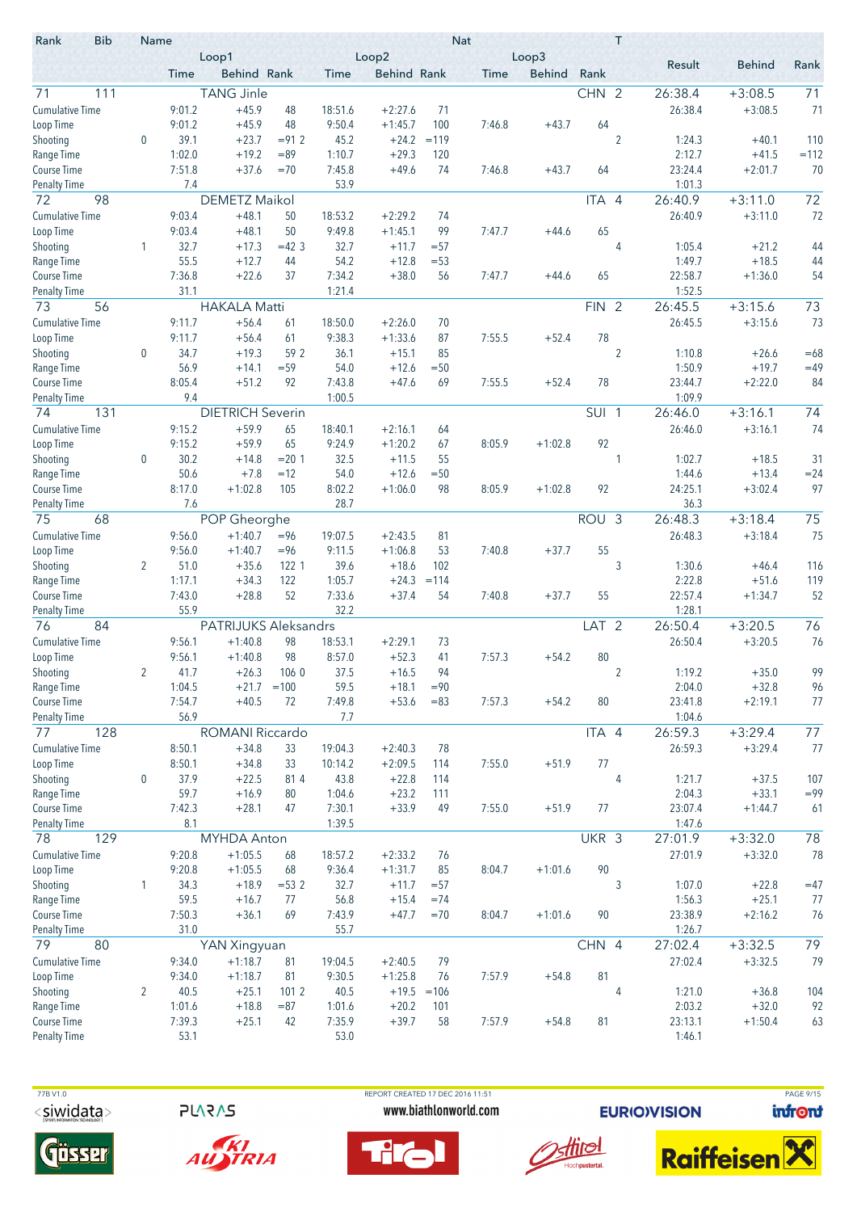| Rank | Bib | Name | | Loop1 | | | Loop2 | | | Loop3 | | | Nat | T | Result | Behind | Rank |
|---|---|---|---|---|---|---|---|---|---|---|---|---|---|---|---|---|---|
| | | | | Time | Behind | Rank | Time | Behind | Rank | Time | Behind | Rank | | | | | |
| 71 | 111 | TANG Jinle | | | | | | | | | | | CHN | 2 | 26:38.4 | +3:08.5 | 71 |
| | | Cumulative Time | | 9:01.2 | +45.9 | 48 | 18:51.6 | +2:27.6 | 71 | | | | | | 26:38.4 | +3:08.5 | 71 |
| | | Loop Time | | 9:01.2 | +45.9 | 48 | 9:50.4 | +1:45.7 | 100 | 7:46.8 | +43.7 | 64 | | | | | |
| | | Shooting | 0 | 39.1 | +23.7 | =91 2 | 45.2 | +24.2 | =119 | | | | | 2 | 1:24.3 | +40.1 | 110 |
| | | Range Time | | 1:02.0 | +19.2 | =89 | 1:10.7 | +29.3 | 120 | | | | | | 2:12.7 | +41.5 | =112 |
| | | Course Time | | 7:51.8 | +37.6 | =70 | 7:45.8 | +49.6 | 74 | 7:46.8 | +43.7 | 64 | | | 23:24.4 | +2:01.7 | 70 |
| | | Penalty Time | | 7.4 | | | 53.9 | | | | | | | | 1:01.3 | | |
| 72 | 98 | DEMETZ Maikol | | | | | | | | | | | ITA | 4 | 26:40.9 | +3:11.0 | 72 |
| | | Cumulative Time | | 9:03.4 | +48.1 | 50 | 18:53.2 | +2:29.2 | 74 | | | | | | 26:40.9 | +3:11.0 | 72 |
| | | Loop Time | | 9:03.4 | +48.1 | 50 | 9:49.8 | +1:45.1 | 99 | 7:47.7 | +44.6 | 65 | | | | | |
| | | Shooting | 1 | 32.7 | +17.3 | =42 3 | 32.7 | +11.7 | =57 | | | | | 4 | 1:05.4 | +21.2 | 44 |
| | | Range Time | | 55.5 | +12.7 | 44 | 54.2 | +12.8 | =53 | | | | | | 1:49.7 | +18.5 | 44 |
| | | Course Time | | 7:36.8 | +22.6 | 37 | 7:34.2 | +38.0 | 56 | 7:47.7 | +44.6 | 65 | | | 22:58.7 | +1:36.0 | 54 |
| | | Penalty Time | | 31.1 | | | 1:21.4 | | | | | | | | 1:52.5 | | |
| 73 | 56 | HAKALA Matti | | | | | | | | | | | FIN | 2 | 26:45.5 | +3:15.6 | 73 |
| | | Cumulative Time | | 9:11.7 | +56.4 | 61 | 18:50.0 | +2:26.0 | 70 | | | | | | 26:45.5 | +3:15.6 | 73 |
| | | Loop Time | | 9:11.7 | +56.4 | 61 | 9:38.3 | +1:33.6 | 87 | 7:55.5 | +52.4 | 78 | | | | | |
| | | Shooting | 0 | 34.7 | +19.3 | 59 2 | 36.1 | +15.1 | 85 | | | | | 2 | 1:10.8 | +26.6 | =68 |
| | | Range Time | | 56.9 | +14.1 | =59 | 54.0 | +12.6 | =50 | | | | | | 1:50.9 | +19.7 | =49 |
| | | Course Time | | 8:05.4 | +51.2 | 92 | 7:43.8 | +47.6 | 69 | 7:55.5 | +52.4 | 78 | | | 23:44.7 | +2:22.0 | 84 |
| | | Penalty Time | | 9.4 | | | 1:00.5 | | | | | | | | 1:09.9 | | |
| 74 | 131 | DIETRICH Severin | | | | | | | | | | | SUI | 1 | 26:46.0 | +3:16.1 | 74 |
| | | Cumulative Time | | 9:15.2 | +59.9 | 65 | 18:40.1 | +2:16.1 | 64 | | | | | | 26:46.0 | +3:16.1 | 74 |
| | | Loop Time | | 9:15.2 | +59.9 | 65 | 9:24.9 | +1:20.2 | 67 | 8:05.9 | +1:02.8 | 92 | | | | | |
| | | Shooting | 0 | 30.2 | +14.8 | =20 1 | 32.5 | +11.5 | 55 | | | | | 1 | 1:02.7 | +18.5 | 31 |
| | | Range Time | | 50.6 | +7.8 | =12 | 54.0 | +12.6 | =50 | | | | | | 1:44.6 | +13.4 | =24 |
| | | Course Time | | 8:17.0 | +1:02.8 | 105 | 8:02.2 | +1:06.0 | 98 | 8:05.9 | +1:02.8 | 92 | | | 24:25.1 | +3:02.4 | 97 |
| | | Penalty Time | | 7.6 | | | 28.7 | | | | | | | | 36.3 | | |
| 75 | 68 | POP Gheorghe | | | | | | | | | | | ROU | 3 | 26:48.3 | +3:18.4 | 75 |
| | | Cumulative Time | | 9:56.0 | +1:40.7 | =96 | 19:07.5 | +2:43.5 | 81 | | | | | | 26:48.3 | +3:18.4 | 75 |
| | | Loop Time | | 9:56.0 | +1:40.7 | =96 | 9:11.5 | +1:06.8 | 53 | 7:40.8 | +37.7 | 55 | | | | | |
| | | Shooting | 2 | 51.0 | +35.6 | 122 1 | 39.6 | +18.6 | 102 | | | | | 3 | 1:30.6 | +46.4 | 116 |
| | | Range Time | | 1:17.1 | +34.3 | 122 | 1:05.7 | +24.3 | =114 | | | | | | 2:22.8 | +51.6 | 119 |
| | | Course Time | | 7:43.0 | +28.8 | 52 | 7:33.6 | +37.4 | 54 | 7:40.8 | +37.7 | 55 | | | 22:57.4 | +1:34.7 | 52 |
| | | Penalty Time | | 55.9 | | | 32.2 | | | | | | | | 1:28.1 | | |
| 76 | 84 | PATRIJUKS Aleksandrs | | | | | | | | | | | LAT | 2 | 26:50.4 | +3:20.5 | 76 |
| | | Cumulative Time | | 9:56.1 | +1:40.8 | 98 | 18:53.1 | +2:29.1 | 73 | | | | | | 26:50.4 | +3:20.5 | 76 |
| | | Loop Time | | 9:56.1 | +1:40.8 | 98 | 8:57.0 | +52.3 | 41 | 7:57.3 | +54.2 | 80 | | | | | |
| | | Shooting | 2 | 41.7 | +26.3 | 106 0 | 37.5 | +16.5 | 94 | | | | | 2 | 1:19.2 | +35.0 | 99 |
| | | Range Time | | 1:04.5 | +21.7 | =100 | 59.5 | +18.1 | =90 | | | | | | 2:04.0 | +32.8 | 96 |
| | | Course Time | | 7:54.7 | +40.5 | 72 | 7:49.8 | +53.6 | =83 | 7:57.3 | +54.2 | 80 | | | 23:41.8 | +2:19.1 | 77 |
| | | Penalty Time | | 56.9 | | | 7.7 | | | | | | | | 1:04.6 | | |
| 77 | 128 | ROMANI Riccardo | | | | | | | | | | | ITA | 4 | 26:59.3 | +3:29.4 | 77 |
| | | Cumulative Time | | 8:50.1 | +34.8 | 33 | 19:04.3 | +2:40.3 | 78 | | | | | | 26:59.3 | +3:29.4 | 77 |
| | | Loop Time | | 8:50.1 | +34.8 | 33 | 10:14.2 | +2:09.5 | 114 | 7:55.0 | +51.9 | 77 | | | | | |
| | | Shooting | 0 | 37.9 | +22.5 | 81 4 | 43.8 | +22.8 | 114 | | | | | 4 | 1:21.7 | +37.5 | 107 |
| | | Range Time | | 59.7 | +16.9 | 80 | 1:04.6 | +23.2 | 111 | | | | | | 2:04.3 | +33.1 | =99 |
| | | Course Time | | 7:42.3 | +28.1 | 47 | 7:30.1 | +33.9 | 49 | 7:55.0 | +51.9 | 77 | | | 23:07.4 | +1:44.7 | 61 |
| | | Penalty Time | | 8.1 | | | 1:39.5 | | | | | | | | 1:47.6 | | |
| 78 | 129 | MYHDA Anton | | | | | | | | | | | UKR | 3 | 27:01.9 | +3:32.0 | 78 |
| | | Cumulative Time | | 9:20.8 | +1:05.5 | 68 | 18:57.2 | +2:33.2 | 76 | | | | | | 27:01.9 | +3:32.0 | 78 |
| | | Loop Time | | 9:20.8 | +1:05.5 | 68 | 9:36.4 | +1:31.7 | 85 | 8:04.7 | +1:01.6 | 90 | | | | | |
| | | Shooting | 1 | 34.3 | +18.9 | =53 2 | 32.7 | +11.7 | =57 | | | | | 3 | 1:07.0 | +22.8 | =47 |
| | | Range Time | | 59.5 | +16.7 | 77 | 56.8 | +15.4 | =74 | | | | | | 1:56.3 | +25.1 | 77 |
| | | Course Time | | 7:50.3 | +36.1 | 69 | 7:43.9 | +47.7 | =70 | 8:04.7 | +1:01.6 | 90 | | | 23:38.9 | +2:16.2 | 76 |
| | | Penalty Time | | 31.0 | | | 55.7 | | | | | | | | 1:26.7 | | |
| 79 | 80 | YAN Xingyuan | | | | | | | | | | | CHN | 4 | 27:02.4 | +3:32.5 | 79 |
| | | Cumulative Time | | 9:34.0 | +1:18.7 | 81 | 19:04.5 | +2:40.5 | 79 | | | | | | 27:02.4 | +3:32.5 | 79 |
| | | Loop Time | | 9:34.0 | +1:18.7 | 81 | 9:30.5 | +1:25.8 | 76 | 7:57.9 | +54.8 | 81 | | | | | |
| | | Shooting | 2 | 40.5 | +25.1 | 101 2 | 40.5 | +19.5 | =106 | | | | | 4 | 1:21.0 | +36.8 | 104 |
| | | Range Time | | 1:01.6 | +18.8 | =87 | 1:01.6 | +20.2 | 101 | | | | | | 2:03.2 | +32.0 | 92 |
| | | Course Time | | 7:39.3 | +25.1 | 42 | 7:35.9 | +39.7 | 58 | 7:57.9 | +54.8 | 81 | | | 23:13.1 | +1:50.4 | 63 |
| | | Penalty Time | | 53.1 | | | 53.0 | | | | | | | | 1:46.1 | | |

77B V1.0 — REPORT CREATED 17 DEC 2016 11:51 — www.biathlonworld.com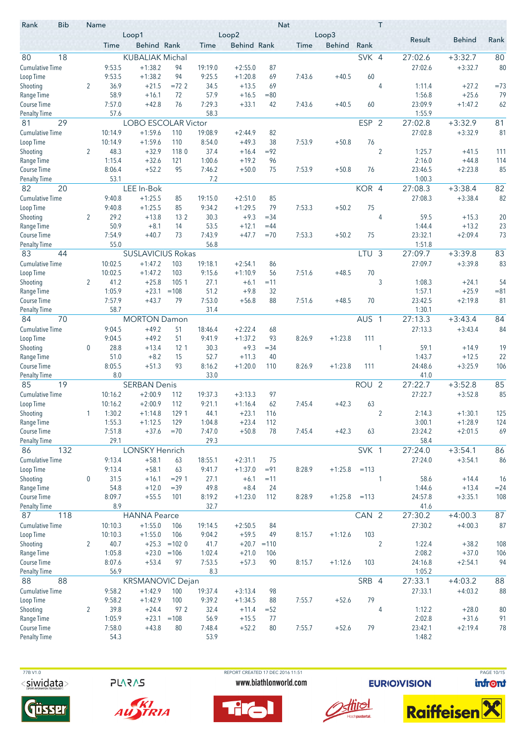| Rank | Bib | Name | | | | | | | Nat | | T | Result | Behind | Rank |
|---|---|---|---|---|---|---|---|---|---|---|---|---|---|---|
| | | | Loop1 | | | Loop2 | | | Loop3 | | | | | |
| | | Time | Behind | Rank | Time | Behind | Rank | Time | Behind | Rank | | | | |
| 80 | 18 | KUBALIAK Michal | | | | | | | | SVK | 4 | 27:02.6 | +3:32.7 | 80 |
| Cumulative Time | | 9:53.5 | +1:38.2 | 94 | 19:19.0 | +2:55.0 | 87 | | | | | 27:02.6 | +3:32.7 | 80 |
| Loop Time | | 9:53.5 | +1:38.2 | 94 | 9:25.5 | +1:20.8 | 69 | 7:43.6 | +40.5 | 60 | | | | |
| Shooting | 2 | 36.9 | +21.5 | =72 2 | 34.5 | +13.5 | 69 | | | | 4 | 1:11.4 | +27.2 | =73 |
| Range Time | | 58.9 | +16.1 | 72 | 57.9 | +16.5 | =80 | | | | | 1:56.8 | +25.6 | 79 |
| Course Time | | 7:57.0 | +42.8 | 76 | 7:29.3 | +33.1 | 42 | 7:43.6 | +40.5 | 60 | | 23:09.9 | +1:47.2 | 62 |
| Penalty Time | | 57.6 | | | 58.3 | | | | | | | 1:55.9 | | |
| 81 | 29 | LOBO ESCOLAR Victor | | | | | | | | ESP | 2 | 27:02.8 | +3:32.9 | 81 |
| Cumulative Time | | 10:14.9 | +1:59.6 | 110 | 19:08.9 | +2:44.9 | 82 | | | | | 27:02.8 | +3:32.9 | 81 |
| Loop Time | | 10:14.9 | +1:59.6 | 110 | 8:54.0 | +49.3 | 38 | 7:53.9 | +50.8 | 76 | | | | |
| Shooting | 2 | 48.3 | +32.9 | 118 0 | 37.4 | +16.4 | =92 | | | | 2 | 1:25.7 | +41.5 | 111 |
| Range Time | | 1:15.4 | +32.6 | 121 | 1:00.6 | +19.2 | 96 | | | | | 2:16.0 | +44.8 | 114 |
| Course Time | | 8:06.4 | +52.2 | 95 | 7:46.2 | +50.0 | 75 | 7:53.9 | +50.8 | 76 | | 23:46.5 | +2:23.8 | 85 |
| Penalty Time | | 53.1 | | | 7.2 | | | | | | | 1:00.3 | | |
| 82 | 20 | LEE In-Bok | | | | | | | | KOR | 4 | 27:08.3 | +3:38.4 | 82 |
| Cumulative Time | | 9:40.8 | +1:25.5 | 85 | 19:15.0 | +2:51.0 | 85 | | | | | 27:08.3 | +3:38.4 | 82 |
| Loop Time | | 9:40.8 | +1:25.5 | 85 | 9:34.2 | +1:29.5 | 79 | 7:53.3 | +50.2 | 75 | | | | |
| Shooting | 2 | 29.2 | +13.8 | 13 2 | 30.3 | +9.3 | =34 | | | | 4 | 59.5 | +15.3 | 20 |
| Range Time | | 50.9 | +8.1 | 14 | 53.5 | +12.1 | =44 | | | | | 1:44.4 | +13.2 | 23 |
| Course Time | | 7:54.9 | +40.7 | 73 | 7:43.9 | +47.7 | =70 | 7:53.3 | +50.2 | 75 | | 23:32.1 | +2:09.4 | 73 |
| Penalty Time | | 55.0 | | | 56.8 | | | | | | | 1:51.8 | | |
| 83 | 44 | SUSLAVICIUS Rokas | | | | | | | | LTU | 3 | 27:09.7 | +3:39.8 | 83 |
| Cumulative Time | | 10:02.5 | +1:47.2 | 103 | 19:18.1 | +2:54.1 | 86 | | | | | 27:09.7 | +3:39.8 | 83 |
| Loop Time | | 10:02.5 | +1:47.2 | 103 | 9:15.6 | +1:10.9 | 56 | 7:51.6 | +48.5 | 70 | | | | |
| Shooting | 2 | 41.2 | +25.8 | 105 1 | 27.1 | +6.1 | =11 | | | | 3 | 1:08.3 | +24.1 | 54 |
| Range Time | | 1:05.9 | +23.1 | =108 | 51.2 | +9.8 | 32 | | | | | 1:57.1 | +25.9 | =81 |
| Course Time | | 7:57.9 | +43.7 | 79 | 7:53.0 | +56.8 | 88 | 7:51.6 | +48.5 | 70 | | 23:42.5 | +2:19.8 | 81 |
| Penalty Time | | 58.7 | | | 31.4 | | | | | | | 1:30.1 | | |
| 84 | 70 | MORTON Damon | | | | | | | | AUS | 1 | 27:13.3 | +3:43.4 | 84 |
| Cumulative Time | | 9:04.5 | +49.2 | 51 | 18:46.4 | +2:22.4 | 68 | | | | | 27:13.3 | +3:43.4 | 84 |
| Loop Time | | 9:04.5 | +49.2 | 51 | 9:41.9 | +1:37.2 | 93 | 8:26.9 | +1:23.8 | 111 | | | | |
| Shooting | 0 | 28.8 | +13.4 | 12 1 | 30.3 | +9.3 | =34 | | | | 1 | 59.1 | +14.9 | 19 |
| Range Time | | 51.0 | +8.2 | 15 | 52.7 | +11.3 | 40 | | | | | 1:43.7 | +12.5 | 22 |
| Course Time | | 8:05.5 | +51.3 | 93 | 8:16.2 | +1:20.0 | 110 | 8:26.9 | +1:23.8 | 111 | | 24:48.6 | +3:25.9 | 106 |
| Penalty Time | | 8.0 | | | 33.0 | | | | | | | 41.0 | | |
| 85 | 19 | SERBAN Denis | | | | | | | | ROU | 2 | 27:22.7 | +3:52.8 | 85 |
| Cumulative Time | | 10:16.2 | +2:00.9 | 112 | 19:37.3 | +3:13.3 | 97 | | | | | 27:22.7 | +3:52.8 | 85 |
| Loop Time | | 10:16.2 | +2:00.9 | 112 | 9:21.1 | +1:16.4 | 62 | 7:45.4 | +42.3 | 63 | | | | |
| Shooting | 1 | 1:30.2 | +1:14.8 | 129 1 | 44.1 | +23.1 | 116 | | | | 2 | 2:14.3 | +1:30.1 | 125 |
| Range Time | | 1:55.3 | +1:12.5 | 129 | 1:04.8 | +23.4 | 112 | | | | | 3:00.1 | +1:28.9 | 124 |
| Course Time | | 7:51.8 | +37.6 | =70 | 7:47.0 | +50.8 | 78 | 7:45.4 | +42.3 | 63 | | 23:24.2 | +2:01.5 | 69 |
| Penalty Time | | 29.1 | | | 29.3 | | | | | | | 58.4 | | |
| 86 | 132 | LONSKY Henrich | | | | | | | | SVK | 1 | 27:24.0 | +3:54.1 | 86 |
| Cumulative Time | | 9:13.4 | +58.1 | 63 | 18:55.1 | +2:31.1 | 75 | | | | | 27:24.0 | +3:54.1 | 86 |
| Loop Time | | 9:13.4 | +58.1 | 63 | 9:41.7 | +1:37.0 | =91 | 8:28.9 | +1:25.8 | =113 | | | | |
| Shooting | 0 | 31.5 | +16.1 | =29 1 | 27.1 | +6.1 | =11 | | | | 1 | 58.6 | +14.4 | 16 |
| Range Time | | 54.8 | +12.0 | =39 | 49.8 | +8.4 | 24 | | | | | 1:44.6 | +13.4 | =24 |
| Course Time | | 8:09.7 | +55.5 | 101 | 8:19.2 | +1:23.0 | 112 | 8:28.9 | +1:25.8 | =113 | | 24:57.8 | +3:35.1 | 108 |
| Penalty Time | | 8.9 | | | 32.7 | | | | | | | 41.6 | | |
| 87 | 118 | HANNA Pearce | | | | | | | | CAN | 2 | 27:30.2 | +4:00.3 | 87 |
| Cumulative Time | | 10:10.3 | +1:55.0 | 106 | 19:14.5 | +2:50.5 | 84 | | | | | 27:30.2 | +4:00.3 | 87 |
| Loop Time | | 10:10.3 | +1:55.0 | 106 | 9:04.2 | +59.5 | 49 | 8:15.7 | +1:12.6 | 103 | | | | |
| Shooting | 2 | 40.7 | +25.3 | =102 0 | 41.7 | +20.7 | =110 | | | | 2 | 1:22.4 | +38.2 | 108 |
| Range Time | | 1:05.8 | +23.0 | =106 | 1:02.4 | +21.0 | 106 | | | | | 2:08.2 | +37.0 | 106 |
| Course Time | | 8:07.6 | +53.4 | 97 | 7:53.5 | +57.3 | 90 | 8:15.7 | +1:12.6 | 103 | | 24:16.8 | +2:54.1 | 94 |
| Penalty Time | | 56.9 | | | 8.3 | | | | | | | 1:05.2 | | |
| 88 | 88 | KRSMANOVIC Dejan | | | | | | | | SRB | 4 | 27:33.1 | +4:03.2 | 88 |
| Cumulative Time | | 9:58.2 | +1:42.9 | 100 | 19:37.4 | +3:13.4 | 98 | | | | | 27:33.1 | +4:03.2 | 88 |
| Loop Time | | 9:58.2 | +1:42.9 | 100 | 9:39.2 | +1:34.5 | 88 | 7:55.7 | +52.6 | 79 | | | | |
| Shooting | 2 | 39.8 | +24.4 | 97 2 | 32.4 | +11.4 | =52 | | | | 4 | 1:12.2 | +28.0 | 80 |
| Range Time | | 1:05.9 | +23.1 | =108 | 56.9 | +15.5 | 77 | | | | | 2:02.8 | +31.6 | 91 |
| Course Time | | 7:58.0 | +43.8 | 80 | 7:48.4 | +52.2 | 80 | 7:55.7 | +52.6 | 79 | | 23:42.1 | +2:19.4 | 78 |
| Penalty Time | | 54.3 | | | 53.9 | | | | | | | 1:48.2 | | |

77B V1.0 REPORT CREATED 17 DEC 2016 11:51 www.biathlonworld.com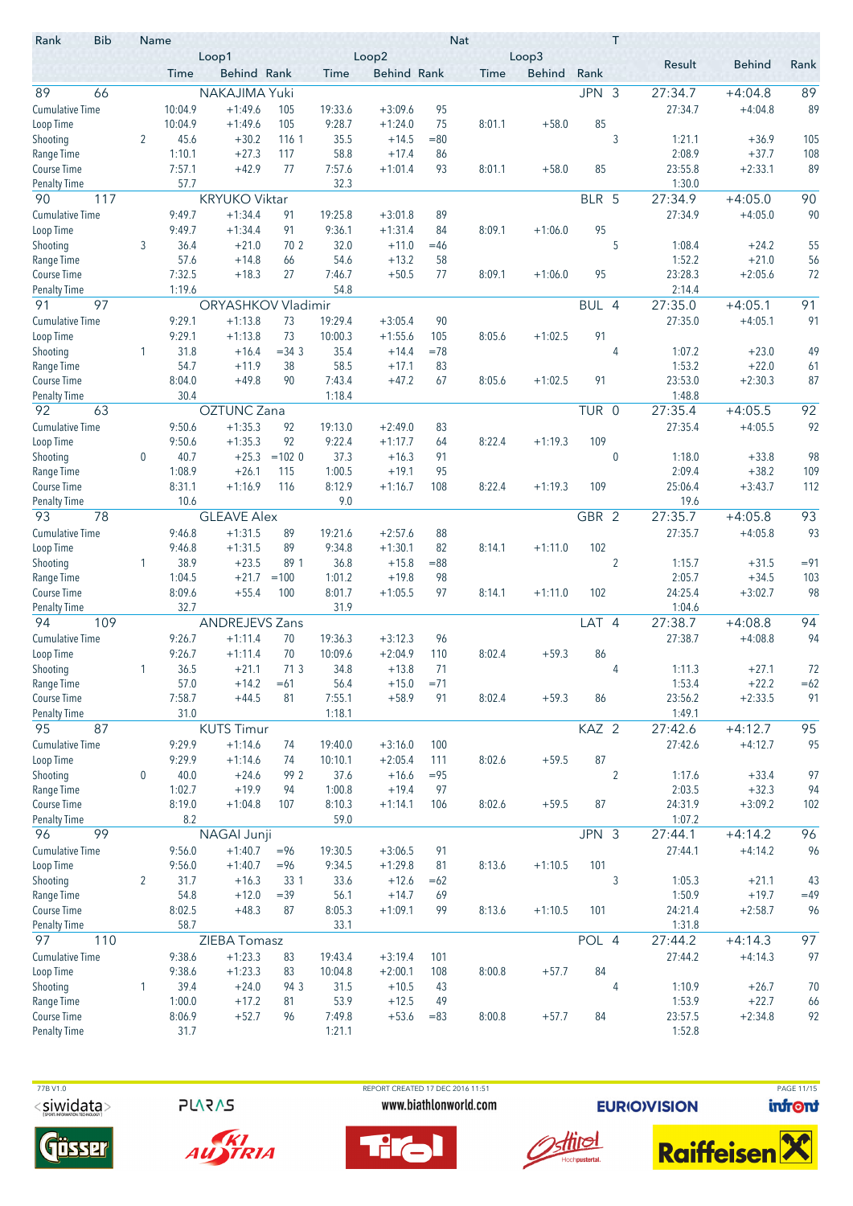| Rank | Bib | Name | | | | | | | Nat | | T | | | |
|---|---|---|---|---|---|---|---|---|---|---|---|---|---|---|
| | | | Loop1 | | | Loop2 | | | Loop3 | | | Result | Behind | Rank |
| | | Time | Behind | Rank | Time | Behind | Rank | Time | Behind | Rank | | | | |
| 89 | 66 | NAKAJIMA Yuki | | | | | | | | JPN | 3 | 27:34.7 | +4:04.8 | 89 |
| Cumulative Time | | 10:04.9 | +1:49.6 | 105 | 19:33.6 | +3:09.6 | 95 | | | | | 27:34.7 | +4:04.8 | 89 |
| Loop Time | | 10:04.9 | +1:49.6 | 105 | 9:28.7 | +1:24.0 | 75 | 8:01.1 | +58.0 | 85 | | | | |
| Shooting | 2 | 45.6 | +30.2 | 116 1 | 35.5 | +14.5 | =80 | | | | 3 | 1:21.1 | +36.9 | 105 |
| Range Time | | 1:10.1 | +27.3 | 117 | 58.8 | +17.4 | 86 | | | | | 2:08.9 | +37.7 | 108 |
| Course Time | | 7:57.1 | +42.9 | 77 | 7:57.6 | +1:01.4 | 93 | 8:01.1 | +58.0 | 85 | | 23:55.8 | +2:33.1 | 89 |
| Penalty Time | | 57.7 | | | 32.3 | | | | | | | 1:30.0 | | |
| 90 | 117 | KRYUKO Viktar | | | | | | | | BLR | 5 | 27:34.9 | +4:05.0 | 90 |
| Cumulative Time | | 9:49.7 | +1:34.4 | 91 | 19:25.8 | +3:01.8 | 89 | | | | | 27:34.9 | +4:05.0 | 90 |
| Loop Time | | 9:49.7 | +1:34.4 | 91 | 9:36.1 | +1:31.4 | 84 | 8:09.1 | +1:06.0 | 95 | | | | |
| Shooting | 3 | 36.4 | +21.0 | 70 2 | 32.0 | +11.0 | =46 | | | | 5 | 1:08.4 | +24.2 | 55 |
| Range Time | | 57.6 | +14.8 | 66 | 54.6 | +13.2 | 58 | | | | | 1:52.2 | +21.0 | 56 |
| Course Time | | 7:32.5 | +18.3 | 27 | 7:46.7 | +50.5 | 77 | 8:09.1 | +1:06.0 | 95 | | 23:28.3 | +2:05.6 | 72 |
| Penalty Time | | 1:19.6 | | | 54.8 | | | | | | | 2:14.4 | | |
| 91 | 97 | ORYASHKOV Vladimir | | | | | | | | BUL | 4 | 27:35.0 | +4:05.1 | 91 |
| Cumulative Time | | 9:29.1 | +1:13.8 | 73 | 19:29.4 | +3:05.4 | 90 | | | | | 27:35.0 | +4:05.1 | 91 |
| Loop Time | | 9:29.1 | +1:13.8 | 73 | 10:00.3 | +1:55.6 | 105 | 8:05.6 | +1:02.5 | 91 | | | | |
| Shooting | 1 | 31.8 | +16.4 | =34 3 | 35.4 | +14.4 | =78 | | | | 4 | 1:07.2 | +23.0 | 49 |
| Range Time | | 54.7 | +11.9 | 38 | 58.5 | +17.1 | 83 | | | | | 1:53.2 | +22.0 | 61 |
| Course Time | | 8:04.0 | +49.8 | 90 | 7:43.4 | +47.2 | 67 | 8:05.6 | +1:02.5 | 91 | | 23:53.0 | +2:30.3 | 87 |
| Penalty Time | | 30.4 | | | 1:18.4 | | | | | | | 1:48.8 | | |
| 92 | 63 | OZTUNC Zana | | | | | | | | TUR | 0 | 27:35.4 | +4:05.5 | 92 |
| Cumulative Time | | 9:50.6 | +1:35.3 | 92 | 19:13.0 | +2:49.0 | 83 | | | | | 27:35.4 | +4:05.5 | 92 |
| Loop Time | | 9:50.6 | +1:35.3 | 92 | 9:22.4 | +1:17.7 | 64 | 8:22.4 | +1:19.3 | 109 | | | | |
| Shooting | 0 | 40.7 | +25.3 | =102 0 | 37.3 | +16.3 | 91 | | | | 0 | 1:18.0 | +33.8 | 98 |
| Range Time | | 1:08.9 | +26.1 | 115 | 1:00.5 | +19.1 | 95 | | | | | 2:09.4 | +38.2 | 109 |
| Course Time | | 8:31.1 | +1:16.9 | 116 | 8:12.9 | +1:16.7 | 108 | 8:22.4 | +1:19.3 | 109 | | 25:06.4 | +3:43.7 | 112 |
| Penalty Time | | 10.6 | | | 9.0 | | | | | | | 19.6 | | |
| 93 | 78 | GLEAVE Alex | | | | | | | | GBR | 2 | 27:35.7 | +4:05.8 | 93 |
| Cumulative Time | | 9:46.8 | +1:31.5 | 89 | 19:21.6 | +2:57.6 | 88 | | | | | 27:35.7 | +4:05.8 | 93 |
| Loop Time | | 9:46.8 | +1:31.5 | 89 | 9:34.8 | +1:30.1 | 82 | 8:14.1 | +1:11.0 | 102 | | | | |
| Shooting | 1 | 38.9 | +23.5 | 89 1 | 36.8 | +15.8 | =88 | | | | 2 | 1:15.7 | +31.5 | =91 |
| Range Time | | 1:04.5 | +21.7 | =100 | 1:01.2 | +19.8 | 98 | | | | | 2:05.7 | +34.5 | 103 |
| Course Time | | 8:09.6 | +55.4 | 100 | 8:01.7 | +1:05.5 | 97 | 8:14.1 | +1:11.0 | 102 | | 24:25.4 | +3:02.7 | 98 |
| Penalty Time | | 32.7 | | | 31.9 | | | | | | | 1:04.6 | | |
| 94 | 109 | ANDREJEVS Zans | | | | | | | | LAT | 4 | 27:38.7 | +4:08.8 | 94 |
| Cumulative Time | | 9:26.7 | +1:11.4 | 70 | 19:36.3 | +3:12.3 | 96 | | | | | 27:38.7 | +4:08.8 | 94 |
| Loop Time | | 9:26.7 | +1:11.4 | 70 | 10:09.6 | +2:04.9 | 110 | 8:02.4 | +59.3 | 86 | | | | |
| Shooting | 1 | 36.5 | +21.1 | 71 3 | 34.8 | +13.8 | 71 | | | | 4 | 1:11.3 | +27.1 | 72 |
| Range Time | | 57.0 | +14.2 | =61 | 56.4 | +15.0 | =71 | | | | | 1:53.4 | +22.2 | =62 |
| Course Time | | 7:58.7 | +44.5 | 81 | 7:55.1 | +58.9 | 91 | 8:02.4 | +59.3 | 86 | | 23:56.2 | +2:33.5 | 91 |
| Penalty Time | | 31.0 | | | 1:18.1 | | | | | | | 1:49.1 | | |
| 95 | 87 | KUTS Timur | | | | | | | | KAZ | 2 | 27:42.6 | +4:12.7 | 95 |
| Cumulative Time | | 9:29.9 | +1:14.6 | 74 | 19:40.0 | +3:16.0 | 100 | | | | | 27:42.6 | +4:12.7 | 95 |
| Loop Time | | 9:29.9 | +1:14.6 | 74 | 10:10.1 | +2:05.4 | 111 | 8:02.6 | +59.5 | 87 | | | | |
| Shooting | 0 | 40.0 | +24.6 | 99 2 | 37.6 | +16.6 | =95 | | | | 2 | 1:17.6 | +33.4 | 97 |
| Range Time | | 1:02.7 | +19.9 | 94 | 1:00.8 | +19.4 | 97 | | | | | 2:03.5 | +32.3 | 94 |
| Course Time | | 8:19.0 | +1:04.8 | 107 | 8:10.3 | +1:14.1 | 106 | 8:02.6 | +59.5 | 87 | | 24:31.9 | +3:09.2 | 102 |
| Penalty Time | | 8.2 | | | 59.0 | | | | | | | 1:07.2 | | |
| 96 | 99 | NAGAI Junji | | | | | | | | JPN | 3 | 27:44.1 | +4:14.2 | 96 |
| Cumulative Time | | 9:56.0 | +1:40.7 | =96 | 19:30.5 | +3:06.5 | 91 | | | | | 27:44.1 | +4:14.2 | 96 |
| Loop Time | | 9:56.0 | +1:40.7 | =96 | 9:34.5 | +1:29.8 | 81 | 8:13.6 | +1:10.5 | 101 | | | | |
| Shooting | 2 | 31.7 | +16.3 | 33 1 | 33.6 | +12.6 | =62 | | | | 3 | 1:05.3 | +21.1 | 43 |
| Range Time | | 54.8 | +12.0 | =39 | 56.1 | +14.7 | 69 | | | | | 1:50.9 | +19.7 | =49 |
| Course Time | | 8:02.5 | +48.3 | 87 | 8:05.3 | +1:09.1 | 99 | 8:13.6 | +1:10.5 | 101 | | 24:21.4 | +2:58.7 | 96 |
| Penalty Time | | 58.7 | | | 33.1 | | | | | | | 1:31.8 | | |
| 97 | 110 | ZIEBA Tomasz | | | | | | | | POL | 4 | 27:44.2 | +4:14.3 | 97 |
| Cumulative Time | | 9:38.6 | +1:23.3 | 83 | 19:43.4 | +3:19.4 | 101 | | | | | 27:44.2 | +4:14.3 | 97 |
| Loop Time | | 9:38.6 | +1:23.3 | 83 | 10:04.8 | +2:00.1 | 108 | 8:00.8 | +57.7 | 84 | | | | |
| Shooting | 1 | 39.4 | +24.0 | 94 3 | 31.5 | +10.5 | 43 | | | | 4 | 1:10.9 | +26.7 | 70 |
| Range Time | | 1:00.0 | +17.2 | 81 | 53.9 | +12.5 | 49 | | | | | 1:53.9 | +22.7 | 66 |
| Course Time | | 8:06.9 | +52.7 | 96 | 7:49.8 | +53.6 | =83 | 8:00.8 | +57.7 | 84 | | 23:57.5 | +2:34.8 | 92 |
| Penalty Time | | 31.7 | | | 1:21.1 | | | | | | | 1:52.8 | | |

77B V1.0 REPORT CREATED 17 DEC 2016 11:51 www.biathlonworld.com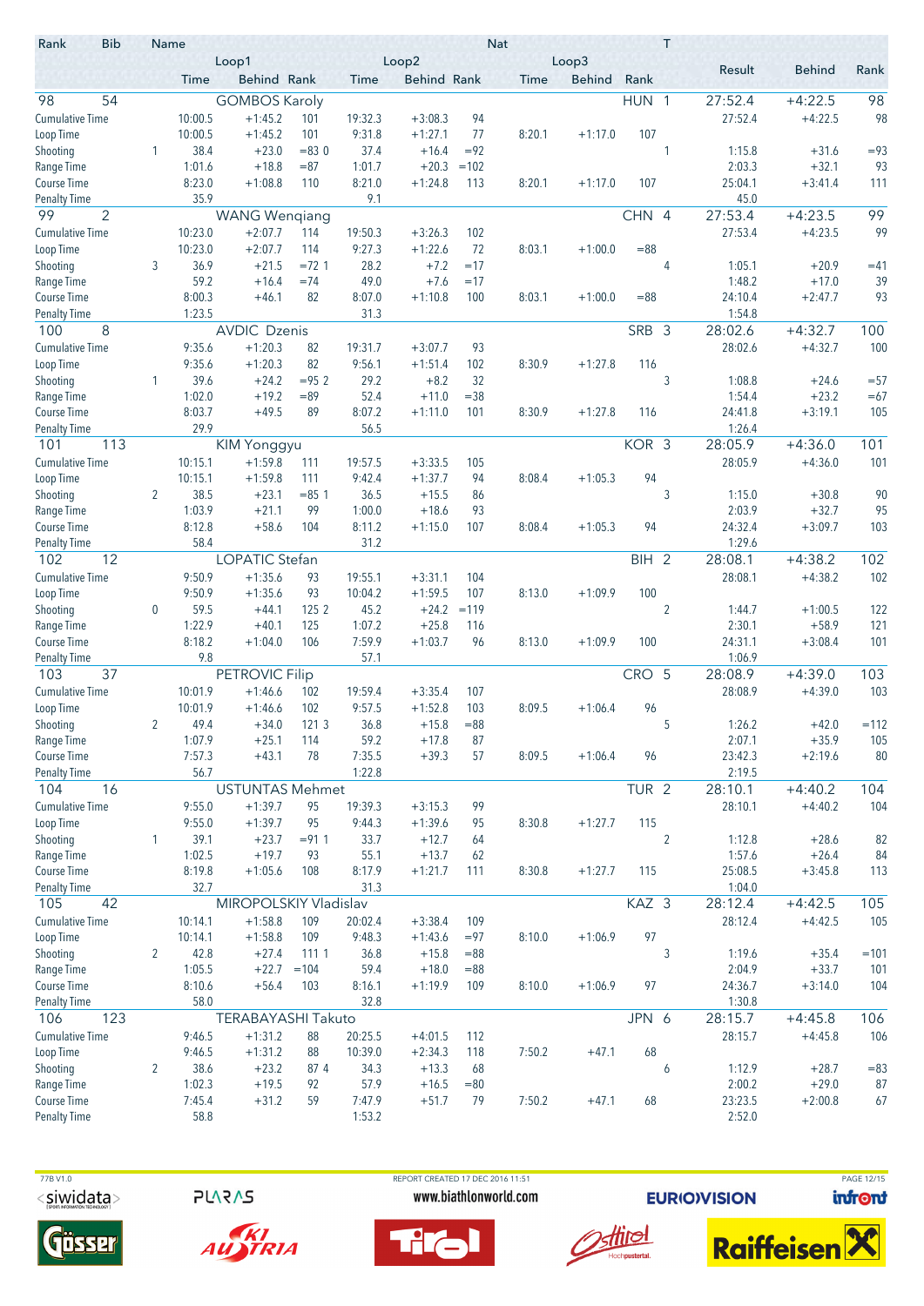| Rank | Bib | Name | Loop1 Time | Loop1 Behind | Loop1 Rank | Loop2 Time | Loop2 Behind | Loop2 Rank | Nat / Loop3 Time | Loop3 Behind | Loop3 Rank | T | Result | Behind | Rank |
|---|---|---|---|---|---|---|---|---|---|---|---|---|---|---|---|
| 98 | 54 | GOMBOS Karoly | | | | | | | HUN | | | 1 | 27:52.4 | +4:22.5 | 98 |
| Cumulative Time | | | 10:00.5 | +1:45.2 | 101 | 19:32.3 | +3:08.3 | 94 | | | | | 27:52.4 | +4:22.5 | 98 |
| Loop Time | | | 10:00.5 | +1:45.2 | 101 | 9:31.8 | +1:27.1 | 77 | 8:20.1 | +1:17.0 | 107 | | | | |
| Shooting | | 1 | 38.4 | +23.0 | =83 0 | 37.4 | +16.4 | =92 | | | | 1 | 1:15.8 | +31.6 | =93 |
| Range Time | | | 1:01.6 | +18.8 | =87 | 1:01.7 | +20.3 | =102 | | | | | 2:03.3 | +32.1 | 93 |
| Course Time | | | 8:23.0 | +1:08.8 | 110 | 8:21.0 | +1:24.8 | 113 | 8:20.1 | +1:17.0 | 107 | | 25:04.1 | +3:41.4 | 111 |
| Penalty Time | | | 35.9 | | | 9.1 | | | | | | | 45.0 | | |
| 99 | 2 | WANG Wenqiang | | | | | | | CHN | | | 4 | 27:53.4 | +4:23.5 | 99 |
| Cumulative Time | | | 10:23.0 | +2:07.7 | 114 | 19:50.3 | +3:26.3 | 102 | | | | | 27:53.4 | +4:23.5 | 99 |
| Loop Time | | | 10:23.0 | +2:07.7 | 114 | 9:27.3 | +1:22.6 | 72 | 8:03.1 | +1:00.0 | =88 | | | | |
| Shooting | | 3 | 36.9 | +21.5 | =72 1 | 28.2 | +7.2 | =17 | | | | 4 | 1:05.1 | +20.9 | =41 |
| Range Time | | | 59.2 | +16.4 | =74 | 49.0 | +7.6 | =17 | | | | | 1:48.2 | +17.0 | 39 |
| Course Time | | | 8:00.3 | +46.1 | 82 | 8:07.0 | +1:10.8 | 100 | 8:03.1 | +1:00.0 | =88 | | 24:10.4 | +2:47.7 | 93 |
| Penalty Time | | | 1:23.5 | | | 31.3 | | | | | | | 1:54.8 | | |
| 100 | 8 | AVDIC Dzenis | | | | | | | SRB | | | 3 | 28:02.6 | +4:32.7 | 100 |
| Cumulative Time | | | 9:35.6 | +1:20.3 | 82 | 19:31.7 | +3:07.7 | 93 | | | | | 28:02.6 | +4:32.7 | 100 |
| Loop Time | | | 9:35.6 | +1:20.3 | 82 | 9:56.1 | +1:51.4 | 102 | 8:30.9 | +1:27.8 | 116 | | | | |
| Shooting | | 1 | 39.6 | +24.2 | =95 2 | 29.2 | +8.2 | 32 | | | | 3 | 1:08.8 | +24.6 | =57 |
| Range Time | | | 1:02.0 | +19.2 | =89 | 52.4 | +11.0 | =38 | | | | | 1:54.4 | +23.2 | =67 |
| Course Time | | | 8:03.7 | +49.5 | 89 | 8:07.2 | +1:11.0 | 101 | 8:30.9 | +1:27.8 | 116 | | 24:41.8 | +3:19.1 | 105 |
| Penalty Time | | | 29.9 | | | 56.5 | | | | | | | 1:26.4 | | |
| 101 | 113 | KIM Yonggyu | | | | | | | KOR | | | 3 | 28:05.9 | +4:36.0 | 101 |
| Cumulative Time | | | 10:15.1 | +1:59.8 | 111 | 19:57.5 | +3:33.5 | 105 | | | | | 28:05.9 | +4:36.0 | 101 |
| Loop Time | | | 10:15.1 | +1:59.8 | 111 | 9:42.4 | +1:37.7 | 94 | 8:08.4 | +1:05.3 | 94 | | | | |
| Shooting | | 2 | 38.5 | +23.1 | =85 1 | 36.5 | +15.5 | 86 | | | | 3 | 1:15.0 | +30.8 | 90 |
| Range Time | | | 1:03.9 | +21.1 | 99 | 1:00.0 | +18.6 | 93 | | | | | 2:03.9 | +32.7 | 95 |
| Course Time | | | 8:12.8 | +58.6 | 104 | 8:11.2 | +1:15.0 | 107 | 8:08.4 | +1:05.3 | 94 | | 24:32.4 | +3:09.7 | 103 |
| Penalty Time | | | 58.4 | | | 31.2 | | | | | | | 1:29.6 | | |
| 102 | 12 | LOPATIC Stefan | | | | | | | BIH | | | 2 | 28:08.1 | +4:38.2 | 102 |
| Cumulative Time | | | 9:50.9 | +1:35.6 | 93 | 19:55.1 | +3:31.1 | 104 | | | | | 28:08.1 | +4:38.2 | 102 |
| Loop Time | | | 9:50.9 | +1:35.6 | 93 | 10:04.2 | +1:59.5 | 107 | 8:13.0 | +1:09.9 | 100 | | | | |
| Shooting | | 0 | 59.5 | +44.1 | 125 2 | 45.2 | +24.2 | =119 | | | | 2 | 1:44.7 | +1:00.5 | 122 |
| Range Time | | | 1:22.9 | +40.1 | 125 | 1:07.2 | +25.8 | 116 | | | | | 2:30.1 | +58.9 | 121 |
| Course Time | | | 8:18.2 | +1:04.0 | 106 | 7:59.9 | +1:03.7 | 96 | 8:13.0 | +1:09.9 | 100 | | 24:31.1 | +3:08.4 | 101 |
| Penalty Time | | | 9.8 | | | 57.1 | | | | | | | 1:06.9 | | |
| 103 | 37 | PETROVIC Filip | | | | | | | CRO | | | 5 | 28:08.9 | +4:39.0 | 103 |
| Cumulative Time | | | 10:01.9 | +1:46.6 | 102 | 19:59.4 | +3:35.4 | 107 | | | | | 28:08.9 | +4:39.0 | 103 |
| Loop Time | | | 10:01.9 | +1:46.6 | 102 | 9:57.5 | +1:52.8 | 103 | 8:09.5 | +1:06.4 | 96 | | | | |
| Shooting | | 2 | 49.4 | +34.0 | 121 3 | 36.8 | +15.8 | =88 | | | | 5 | 1:26.2 | +42.0 | =112 |
| Range Time | | | 1:07.9 | +25.1 | 114 | 59.2 | +17.8 | 87 | | | | | 2:07.1 | +35.9 | 105 |
| Course Time | | | 7:57.3 | +43.1 | 78 | 7:35.5 | +39.3 | 57 | 8:09.5 | +1:06.4 | 96 | | 23:42.3 | +2:19.6 | 80 |
| Penalty Time | | | 56.7 | | | 1:22.8 | | | | | | | 2:19.5 | | |
| 104 | 16 | USTUNTAS Mehmet | | | | | | | TUR | | | 2 | 28:10.1 | +4:40.2 | 104 |
| Cumulative Time | | | 9:55.0 | +1:39.7 | 95 | 19:39.3 | +3:15.3 | 99 | | | | | 28:10.1 | +4:40.2 | 104 |
| Loop Time | | | 9:55.0 | +1:39.7 | 95 | 9:44.3 | +1:39.6 | 95 | 8:30.8 | +1:27.7 | 115 | | | | |
| Shooting | | 1 | 39.1 | +23.7 | =91 1 | 33.7 | +12.7 | 64 | | | | 2 | 1:12.8 | +28.6 | 82 |
| Range Time | | | 1:02.5 | +19.7 | 93 | 55.1 | +13.7 | 62 | | | | | 1:57.6 | +26.4 | 84 |
| Course Time | | | 8:19.8 | +1:05.6 | 108 | 8:17.9 | +1:21.7 | 111 | 8:30.8 | +1:27.7 | 115 | | 25:08.5 | +3:45.8 | 113 |
| Penalty Time | | | 32.7 | | | 31.3 | | | | | | | 1:04.0 | | |
| 105 | 42 | MIROPOLSKIY Vladislav | | | | | | | KAZ | | | 3 | 28:12.4 | +4:42.5 | 105 |
| Cumulative Time | | | 10:14.1 | +1:58.8 | 109 | 20:02.4 | +3:38.4 | 109 | | | | | 28:12.4 | +4:42.5 | 105 |
| Loop Time | | | 10:14.1 | +1:58.8 | 109 | 9:48.3 | +1:43.6 | =97 | 8:10.0 | +1:06.9 | 97 | | | | |
| Shooting | | 2 | 42.8 | +27.4 | 111 1 | 36.8 | +15.8 | =88 | | | | 3 | 1:19.6 | +35.4 | =101 |
| Range Time | | | 1:05.5 | +22.7 | =104 | 59.4 | +18.0 | =88 | | | | | 2:04.9 | +33.7 | 101 |
| Course Time | | | 8:10.6 | +56.4 | 103 | 8:16.1 | +1:19.9 | 109 | 8:10.0 | +1:06.9 | 97 | | 24:36.7 | +3:14.0 | 104 |
| Penalty Time | | | 58.0 | | | 32.8 | | | | | | | 1:30.8 | | |
| 106 | 123 | TERABAYASHI Takuto | | | | | | | JPN | | | 6 | 28:15.7 | +4:45.8 | 106 |
| Cumulative Time | | | 9:46.5 | +1:31.2 | 88 | 20:25.5 | +4:01.5 | 112 | | | | | 28:15.7 | +4:45.8 | 106 |
| Loop Time | | | 9:46.5 | +1:31.2 | 88 | 10:39.0 | +2:34.3 | 118 | 7:50.2 | +47.1 | 68 | | | | |
| Shooting | | 2 | 38.6 | +23.2 | 87 4 | 34.3 | +13.3 | 68 | | | | 6 | 1:12.9 | +28.7 | =83 |
| Range Time | | | 1:02.3 | +19.5 | 92 | 57.9 | +16.5 | =80 | | | | | 2:00.2 | +29.0 | 87 |
| Course Time | | | 7:45.4 | +31.2 | 59 | 7:47.9 | +51.7 | 79 | 7:50.2 | +47.1 | 68 | | 23:23.5 | +2:00.8 | 67 |
| Penalty Time | | | 58.8 | | | 1:53.2 | | | | | | | 2:52.0 | | |

77B V1.0 REPORT CREATED 17 DEC 2016 11:51 www.biathlonworld.com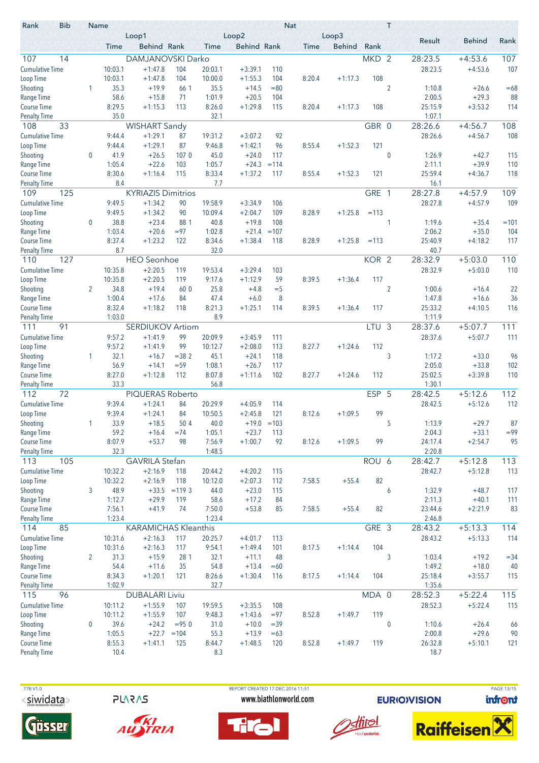| Rank | Bib | Name | | Loop1 | | | Loop2 | | | Loop3 | | Nat | T | Result | Behind | Rank |
|---|---|---|---|---|---|---|---|---|---|---|---|---|---|---|---|---|
| | | | Time | Behind | Rank | Time | Behind | Rank | Time | Behind | Rank | | | | | |
| 107 | 14 | DAMJANOVSKI Darko | | | | | | | | | | MKD | 2 | 28:23.5 | +4:53.6 | 107 |
| Cumulative Time | | | 10:03.1 | +1:47.8 | 104 | 20:03.1 | +3:39.1 | 110 | | | | | | 28:23.5 | +4:53.6 | 107 |
| Loop Time | | | 10:03.1 | +1:47.8 | 104 | 10:00.0 | +1:55.3 | 104 | 8:20.4 | +1:17.3 | 108 | | | | | |
| Shooting | | 1 | 35.3 | +19.9 | 66 1 | 35.5 | +14.5 | =80 | | | | | 2 | 1:10.8 | +26.6 | =68 |
| Range Time | | | 58.6 | +15.8 | 71 | 1:01.9 | +20.5 | 104 | | | | | | 2:00.5 | +29.3 | 88 |
| Course Time | | | 8:29.5 | +1:15.3 | 113 | 8:26.0 | +1:29.8 | 115 | 8:20.4 | +1:17.3 | 108 | | | 25:15.9 | +3:53.2 | 114 |
| Penalty Time | | | 35.0 | | | 32.1 | | | | | | | | 1:07.1 | | |
| 108 | 33 | WISHART Sandy | | | | | | | | | | GBR | 0 | 28:26.6 | +4:56.7 | 108 |
| Cumulative Time | | | 9:44.4 | +1:29.1 | 87 | 19:31.2 | +3:07.2 | 92 | | | | | | 28:26.6 | +4:56.7 | 108 |
| Loop Time | | | 9:44.4 | +1:29.1 | 87 | 9:46.8 | +1:42.1 | 96 | 8:55.4 | +1:52.3 | 121 | | | | | |
| Shooting | | 0 | 41.9 | +26.5 | 107 0 | 45.0 | +24.0 | 117 | | | | | 0 | 1:26.9 | +42.7 | 115 |
| Range Time | | | 1:05.4 | +22.6 | 103 | 1:05.7 | +24.3 | =114 | | | | | | 2:11.1 | +39.9 | 110 |
| Course Time | | | 8:30.6 | +1:16.4 | 115 | 8:33.4 | +1:37.2 | 117 | 8:55.4 | +1:52.3 | 121 | | | 25:59.4 | +4:36.7 | 118 |
| Penalty Time | | | 8.4 | | | 7.7 | | | | | | | | 16.1 | | |
| 109 | 125 | KYRIAZIS Dimitrios | | | | | | | | | | GRE | 1 | 28:27.8 | +4:57.9 | 109 |
| Cumulative Time | | | 9:49.5 | +1:34.2 | 90 | 19:58.9 | +3:34.9 | 106 | | | | | | 28:27.8 | +4:57.9 | 109 |
| Loop Time | | | 9:49.5 | +1:34.2 | 90 | 10:09.4 | +2:04.7 | 109 | 8:28.9 | +1:25.8 | =113 | | | | | |
| Shooting | | 0 | 38.8 | +23.4 | 88 1 | 40.8 | +19.8 | 108 | | | | | 1 | 1:19.6 | +35.4 | =101 |
| Range Time | | | 1:03.4 | +20.6 | =97 | 1:02.8 | +21.4 | =107 | | | | | | 2:06.2 | +35.0 | 104 |
| Course Time | | | 8:37.4 | +1:23.2 | 122 | 8:34.6 | +1:38.4 | 118 | 8:28.9 | +1:25.8 | =113 | | | 25:40.9 | +4:18.2 | 117 |
| Penalty Time | | | 8.7 | | | 32.0 | | | | | | | | 40.7 | | |
| 110 | 127 | HEO Seonhoe | | | | | | | | | | KOR | 2 | 28:32.9 | +5:03.0 | 110 |
| Cumulative Time | | | 10:35.8 | +2:20.5 | 119 | 19:53.4 | +3:29.4 | 103 | | | | | | 28:32.9 | +5:03.0 | 110 |
| Loop Time | | | 10:35.8 | +2:20.5 | 119 | 9:17.6 | +1:12.9 | 59 | 8:39.5 | +1:36.4 | 117 | | | | | |
| Shooting | | 2 | 34.8 | +19.4 | 60 0 | 25.8 | +4.8 | =5 | | | | | 2 | 1:00.6 | +16.4 | 22 |
| Range Time | | | 1:00.4 | +17.6 | 84 | 47.4 | +6.0 | 8 | | | | | | 1:47.8 | +16.6 | 36 |
| Course Time | | | 8:32.4 | +1:18.2 | 118 | 8:21.3 | +1:25.1 | 114 | 8:39.5 | +1:36.4 | 117 | | | 25:33.2 | +4:10.5 | 116 |
| Penalty Time | | | 1:03.0 | | | 8.9 | | | | | | | | 1:11.9 | | |
| 111 | 91 | SERDIUKOV Artiom | | | | | | | | | | LTU | 3 | 28:37.6 | +5:07.7 | 111 |
| Cumulative Time | | | 9:57.2 | +1:41.9 | 99 | 20:09.9 | +3:45.9 | 111 | | | | | | 28:37.6 | +5:07.7 | 111 |
| Loop Time | | | 9:57.2 | +1:41.9 | 99 | 10:12.7 | +2:08.0 | 113 | 8:27.7 | +1:24.6 | 112 | | | | | |
| Shooting | | 1 | 32.1 | +16.7 | =38 2 | 45.1 | +24.1 | 118 | | | | | 3 | 1:17.2 | +33.0 | 96 |
| Range Time | | | 56.9 | +14.1 | =59 | 1:08.1 | +26.7 | 117 | | | | | | 2:05.0 | +33.8 | 102 |
| Course Time | | | 8:27.0 | +1:12.8 | 112 | 8:07.8 | +1:11.6 | 102 | 8:27.7 | +1:24.6 | 112 | | | 25:02.5 | +3:39.8 | 110 |
| Penalty Time | | | 33.3 | | | 56.8 | | | | | | | | 1:30.1 | | |
| 112 | 72 | PIQUERAS Roberto | | | | | | | | | | ESP | 5 | 28:42.5 | +5:12.6 | 112 |
| Cumulative Time | | | 9:39.4 | +1:24.1 | 84 | 20:29.9 | +4:05.9 | 114 | | | | | | 28:42.5 | +5:12.6 | 112 |
| Loop Time | | | 9:39.4 | +1:24.1 | 84 | 10:50.5 | +2:45.8 | 121 | 8:12.6 | +1:09.5 | 99 | | | | | |
| Shooting | | 1 | 33.9 | +18.5 | 50 4 | 40.0 | +19.0 | =103 | | | | | 5 | 1:13.9 | +29.7 | 87 |
| Range Time | | | 59.2 | +16.4 | =74 | 1:05.1 | +23.7 | 113 | | | | | | 2:04.3 | +33.1 | =99 |
| Course Time | | | 8:07.9 | +53.7 | 98 | 7:56.9 | +1:00.7 | 92 | 8:12.6 | +1:09.5 | 99 | | | 24:17.4 | +2:54.7 | 95 |
| Penalty Time | | | 32.3 | | | 1:48.5 | | | | | | | | 2:20.8 | | |
| 113 | 105 | GAVRILA Stefan | | | | | | | | | | ROU | 6 | 28:42.7 | +5:12.8 | 113 |
| Cumulative Time | | | 10:32.2 | +2:16.9 | 118 | 20:44.2 | +4:20.2 | 115 | | | | | | 28:42.7 | +5:12.8 | 113 |
| Loop Time | | | 10:32.2 | +2:16.9 | 118 | 10:12.0 | +2:07.3 | 112 | 7:58.5 | +55.4 | 82 | | | | | |
| Shooting | | 3 | 48.9 | +33.5 | =119 3 | 44.0 | +23.0 | 115 | | | | | 6 | 1:32.9 | +48.7 | 117 |
| Range Time | | | 1:12.7 | +29.9 | 119 | 58.6 | +17.2 | 84 | | | | | | 2:11.3 | +40.1 | 111 |
| Course Time | | | 7:56.1 | +41.9 | 74 | 7:50.0 | +53.8 | 85 | 7:58.5 | +55.4 | 82 | | | 23:44.6 | +2:21.9 | 83 |
| Penalty Time | | | 1:23.4 | | | 1:23.4 | | | | | | | | 2:46.8 | | |
| 114 | 85 | KARAMICHAS Kleanthis | | | | | | | | | | GRE | 3 | 28:43.2 | +5:13.3 | 114 |
| Cumulative Time | | | 10:31.6 | +2:16.3 | 117 | 20:25.7 | +4:01.7 | 113 | | | | | | 28:43.2 | +5:13.3 | 114 |
| Loop Time | | | 10:31.6 | +2:16.3 | 117 | 9:54.1 | +1:49.4 | 101 | 8:17.5 | +1:14.4 | 104 | | | | | |
| Shooting | | 2 | 31.3 | +15.9 | 28 1 | 32.1 | +11.1 | 48 | | | | | 3 | 1:03.4 | +19.2 | =34 |
| Range Time | | | 54.4 | +11.6 | 35 | 54.8 | +13.4 | =60 | | | | | | 1:49.2 | +18.0 | 40 |
| Course Time | | | 8:34.3 | +1:20.1 | 121 | 8:26.6 | +1:30.4 | 116 | 8:17.5 | +1:14.4 | 104 | | | 25:18.4 | +3:55.7 | 115 |
| Penalty Time | | | 1:02.9 | | | 32.7 | | | | | | | | 1:35.6 | | |
| 115 | 96 | DUBALARI Liviu | | | | | | | | | | MDA | 0 | 28:52.3 | +5:22.4 | 115 |
| Cumulative Time | | | 10:11.2 | +1:55.9 | 107 | 19:59.5 | +3:35.5 | 108 | | | | | | 28:52.3 | +5:22.4 | 115 |
| Loop Time | | | 10:11.2 | +1:55.9 | 107 | 9:48.3 | +1:43.6 | =97 | 8:52.8 | +1:49.7 | 119 | | | | | |
| Shooting | | 0 | 39.6 | +24.2 | =95 0 | 31.0 | +10.0 | =39 | | | | | 0 | 1:10.6 | +26.4 | 66 |
| Range Time | | | 1:05.5 | +22.7 | =104 | 55.3 | +13.9 | =63 | | | | | | 2:00.8 | +29.6 | 90 |
| Course Time | | | 8:55.3 | +1:41.1 | 125 | 8:44.7 | +1:48.5 | 120 | 8:52.8 | +1:49.7 | 119 | | | 26:32.8 | +5:10.1 | 121 |
| Penalty Time | | | 10.4 | | | 8.3 | | | | | | | | 18.7 | | |

77B V1.0 REPORT CREATED 17 DEC 2016 11:51 www.biathlonworld.com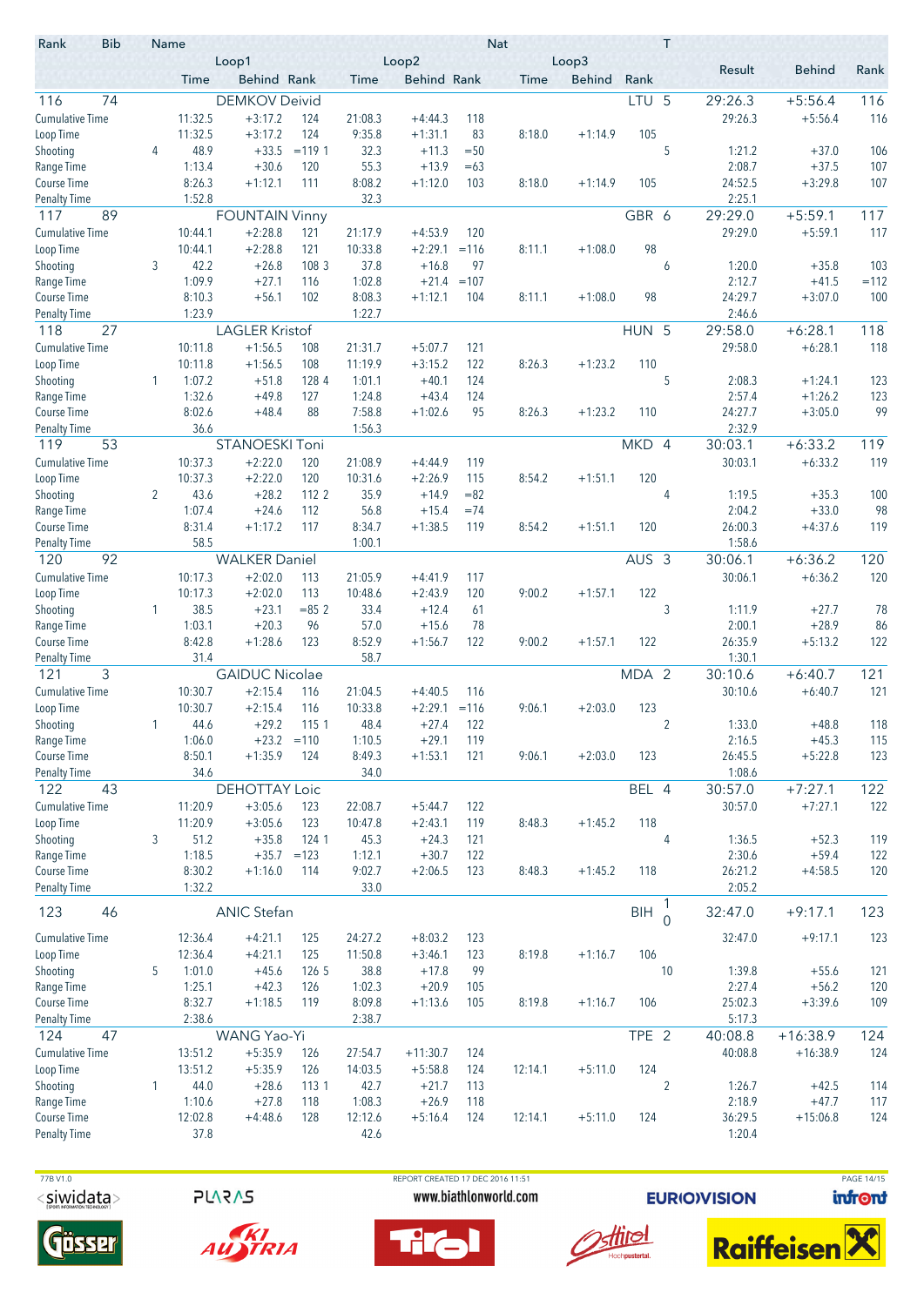| Rank | Bib | Name | | | | | | | Nat | | | T | Result | Behind | Rank |
|---|---|---|---|---|---|---|---|---|---|---|---|---|---|---|---|
| | | | Loop1 | | | Loop2 | | | Loop3 | | | | | | |
| | | | Time | Behind | Rank | Time | Behind | Rank | Time | Behind | Rank | | | | |
| 116 | 74 | DEMKOV Deivid | | | | | | | | | LTU | 5 | 29:26.3 | +5:56.4 | 116 |
| Cumulative Time | | | 11:32.5 | +3:17.2 | 124 | 21:08.3 | +4:44.3 | 118 | | | | | 29:26.3 | +5:56.4 | 116 |
| Loop Time | | | 11:32.5 | +3:17.2 | 124 | 9:35.8 | +1:31.1 | 83 | 8:18.0 | +1:14.9 | 105 | | | | |
| Shooting | | 4 | 48.9 | +33.5 | =119 1 | 32.3 | +11.3 | =50 | | | | 5 | 1:21.2 | +37.0 | 106 |
| Range Time | | | 1:13.4 | +30.6 | 120 | 55.3 | +13.9 | =63 | | | | | 2:08.7 | +37.5 | 107 |
| Course Time | | | 8:26.3 | +1:12.1 | 111 | 8:08.2 | +1:12.0 | 103 | 8:18.0 | +1:14.9 | 105 | | 24:52.5 | +3:29.8 | 107 |
| Penalty Time | | | 1:52.8 | | | 32.3 | | | | | | | 2:25.1 | | |
| 117 | 89 | FOUNTAIN Vinny | | | | | | | | | GBR | 6 | 29:29.0 | +5:59.1 | 117 |
| Cumulative Time | | | 10:44.1 | +2:28.8 | 121 | 21:17.9 | +4:53.9 | 120 | | | | | 29:29.0 | +5:59.1 | 117 |
| Loop Time | | | 10:44.1 | +2:28.8 | 121 | 10:33.8 | +2:29.1 | =116 | 8:11.1 | +1:08.0 | 98 | | | | |
| Shooting | | 3 | 42.2 | +26.8 | 108 3 | 37.8 | +16.8 | 97 | | | | 6 | 1:20.0 | +35.8 | 103 |
| Range Time | | | 1:09.9 | +27.1 | 116 | 1:02.8 | +21.4 | =107 | | | | | 2:12.7 | +41.5 | =112 |
| Course Time | | | 8:10.3 | +56.1 | 102 | 8:08.3 | +1:12.1 | 104 | 8:11.1 | +1:08.0 | 98 | | 24:29.7 | +3:07.0 | 100 |
| Penalty Time | | | 1:23.9 | | | 1:22.7 | | | | | | | 2:46.6 | | |
| 118 | 27 | LAGLER Kristof | | | | | | | | | HUN | 5 | 29:58.0 | +6:28.1 | 118 |
| Cumulative Time | | | 10:11.8 | +1:56.5 | 108 | 21:31.7 | +5:07.7 | 121 | | | | | 29:58.0 | +6:28.1 | 118 |
| Loop Time | | | 10:11.8 | +1:56.5 | 108 | 11:19.9 | +3:15.2 | 122 | 8:26.3 | +1:23.2 | 110 | | | | |
| Shooting | | 1 | 1:07.2 | +51.8 | 128 4 | 1:01.1 | +40.1 | 124 | | | | 5 | 2:08.3 | +1:24.1 | 123 |
| Range Time | | | 1:32.6 | +49.8 | 127 | 1:24.8 | +43.4 | 124 | | | | | 2:57.4 | +1:26.2 | 123 |
| Course Time | | | 8:02.6 | +48.4 | 88 | 7:58.8 | +1:02.6 | 95 | 8:26.3 | +1:23.2 | 110 | | 24:27.7 | +3:05.0 | 99 |
| Penalty Time | | | 36.6 | | | 1:56.3 | | | | | | | 2:32.9 | | |
| 119 | 53 | STANOESKI Toni | | | | | | | | | MKD | 4 | 30:03.1 | +6:33.2 | 119 |
| Cumulative Time | | | 10:37.3 | +2:22.0 | 120 | 21:08.9 | +4:44.9 | 119 | | | | | 30:03.1 | +6:33.2 | 119 |
| Loop Time | | | 10:37.3 | +2:22.0 | 120 | 10:31.6 | +2:26.9 | 115 | 8:54.2 | +1:51.1 | 120 | | | | |
| Shooting | | 2 | 43.6 | +28.2 | 112 2 | 35.9 | +14.9 | =82 | | | | 4 | 1:19.5 | +35.3 | 100 |
| Range Time | | | 1:07.4 | +24.6 | 112 | 56.8 | +15.4 | =74 | | | | | 2:04.2 | +33.0 | 98 |
| Course Time | | | 8:31.4 | +1:17.2 | 117 | 8:34.7 | +1:38.5 | 119 | 8:54.2 | +1:51.1 | 120 | | 26:00.3 | +4:37.6 | 119 |
| Penalty Time | | | 58.5 | | | 1:00.1 | | | | | | | 1:58.6 | | |
| 120 | 92 | WALKER Daniel | | | | | | | | | AUS | 3 | 30:06.1 | +6:36.2 | 120 |
| Cumulative Time | | | 10:17.3 | +2:02.0 | 113 | 21:05.9 | +4:41.9 | 117 | | | | | 30:06.1 | +6:36.2 | 120 |
| Loop Time | | | 10:17.3 | +2:02.0 | 113 | 10:48.6 | +2:43.9 | 120 | 9:00.2 | +1:57.1 | 122 | | | | |
| Shooting | | 1 | 38.5 | +23.1 | =85 2 | 33.4 | +12.4 | 61 | | | | 3 | 1:11.9 | +27.7 | 78 |
| Range Time | | | 1:03.1 | +20.3 | 96 | 57.0 | +15.6 | 78 | | | | | 2:00.1 | +28.9 | 86 |
| Course Time | | | 8:42.8 | +1:28.6 | 123 | 8:52.9 | +1:56.7 | 122 | 9:00.2 | +1:57.1 | 122 | | 26:35.9 | +5:13.2 | 122 |
| Penalty Time | | | 31.4 | | | 58.7 | | | | | | | 1:30.1 | | |
| 121 | 3 | GAIDUC Nicolae | | | | | | | | | MDA | 2 | 30:10.6 | +6:40.7 | 121 |
| Cumulative Time | | | 10:30.7 | +2:15.4 | 116 | 21:04.5 | +4:40.5 | 116 | | | | | 30:10.6 | +6:40.7 | 121 |
| Loop Time | | | 10:30.7 | +2:15.4 | 116 | 10:33.8 | +2:29.1 | =116 | 9:06.1 | +2:03.0 | 123 | | | | |
| Shooting | | 1 | 44.6 | +29.2 | 115 1 | 48.4 | +27.4 | 122 | | | | 2 | 1:33.0 | +48.8 | 118 |
| Range Time | | | 1:06.0 | +23.2 | =110 | 1:10.5 | +29.1 | 119 | | | | | 2:16.5 | +45.3 | 115 |
| Course Time | | | 8:50.1 | +1:35.9 | 124 | 8:49.3 | +1:53.1 | 121 | 9:06.1 | +2:03.0 | 123 | | 26:45.5 | +5:22.8 | 123 |
| Penalty Time | | | 34.6 | | | 34.0 | | | | | | | 1:08.6 | | |
| 122 | 43 | DEHOTTAY Loic | | | | | | | | | BEL | 4 | 30:57.0 | +7:27.1 | 122 |
| Cumulative Time | | | 11:20.9 | +3:05.6 | 123 | 22:08.7 | +5:44.7 | 122 | | | | | 30:57.0 | +7:27.1 | 122 |
| Loop Time | | | 11:20.9 | +3:05.6 | 123 | 10:47.8 | +2:43.1 | 119 | 8:48.3 | +1:45.2 | 118 | | | | |
| Shooting | | 3 | 51.2 | +35.8 | 124 1 | 45.3 | +24.3 | 121 | | | | 4 | 1:36.5 | +52.3 | 119 |
| Range Time | | | 1:18.5 | +35.7 | =123 | 1:12.1 | +30.7 | 122 | | | | | 2:30.6 | +59.4 | 122 |
| Course Time | | | 8:30.2 | +1:16.0 | 114 | 9:02.7 | +2:06.5 | 123 | 8:48.3 | +1:45.2 | 118 | | 26:21.2 | +4:58.5 | 120 |
| Penalty Time | | | 1:32.2 | | | 33.0 | | | | | | | 2:05.2 | | |
| 123 | 46 | ANIC Stefan | | | | | | | | | BIH | 10 | 32:47.0 | +9:17.1 | 123 |
| Cumulative Time | | | 12:36.4 | +4:21.1 | 125 | 24:27.2 | +8:03.2 | 123 | | | | | 32:47.0 | +9:17.1 | 123 |
| Loop Time | | | 12:36.4 | +4:21.1 | 125 | 11:50.8 | +3:46.1 | 123 | 8:19.8 | +1:16.7 | 106 | | | | |
| Shooting | | 5 | 1:01.0 | +45.6 | 126 5 | 38.8 | +17.8 | 99 | | | | 10 | 1:39.8 | +55.6 | 121 |
| Range Time | | | 1:25.1 | +42.3 | 126 | 1:02.3 | +20.9 | 105 | | | | | 2:27.4 | +56.2 | 120 |
| Course Time | | | 8:32.7 | +1:18.5 | 119 | 8:09.8 | +1:13.6 | 105 | 8:19.8 | +1:16.7 | 106 | | 25:02.3 | +3:39.6 | 109 |
| Penalty Time | | | 2:38.6 | | | 2:38.7 | | | | | | | 5:17.3 | | |
| 124 | 47 | WANG Yao-Yi | | | | | | | | | TPE | 2 | 40:08.8 | +16:38.9 | 124 |
| Cumulative Time | | | 13:51.2 | +5:35.9 | 126 | 27:54.7 | +11:30.7 | 124 | | | | | 40:08.8 | +16:38.9 | 124 |
| Loop Time | | | 13:51.2 | +5:35.9 | 126 | 14:03.5 | +5:58.8 | 124 | 12:14.1 | +5:11.0 | 124 | | | | |
| Shooting | | 1 | 44.0 | +28.6 | 113 1 | 42.7 | +21.7 | 113 | | | | 2 | 1:26.7 | +42.5 | 114 |
| Range Time | | | 1:10.6 | +27.8 | 118 | 1:08.3 | +26.9 | 118 | | | | | 2:18.9 | +47.7 | 117 |
| Course Time | | | 12:02.8 | +4:48.6 | 128 | 12:12.6 | +5:16.4 | 124 | 12:14.1 | +5:11.0 | 124 | | 36:29.5 | +15:06.8 | 124 |
| Penalty Time | | | 37.8 | | | 42.6 | | | | | | | 1:20.4 | | |

77B V1.0 REPORT CREATED 17 DEC 2016 11:51

www.biathlonworld.com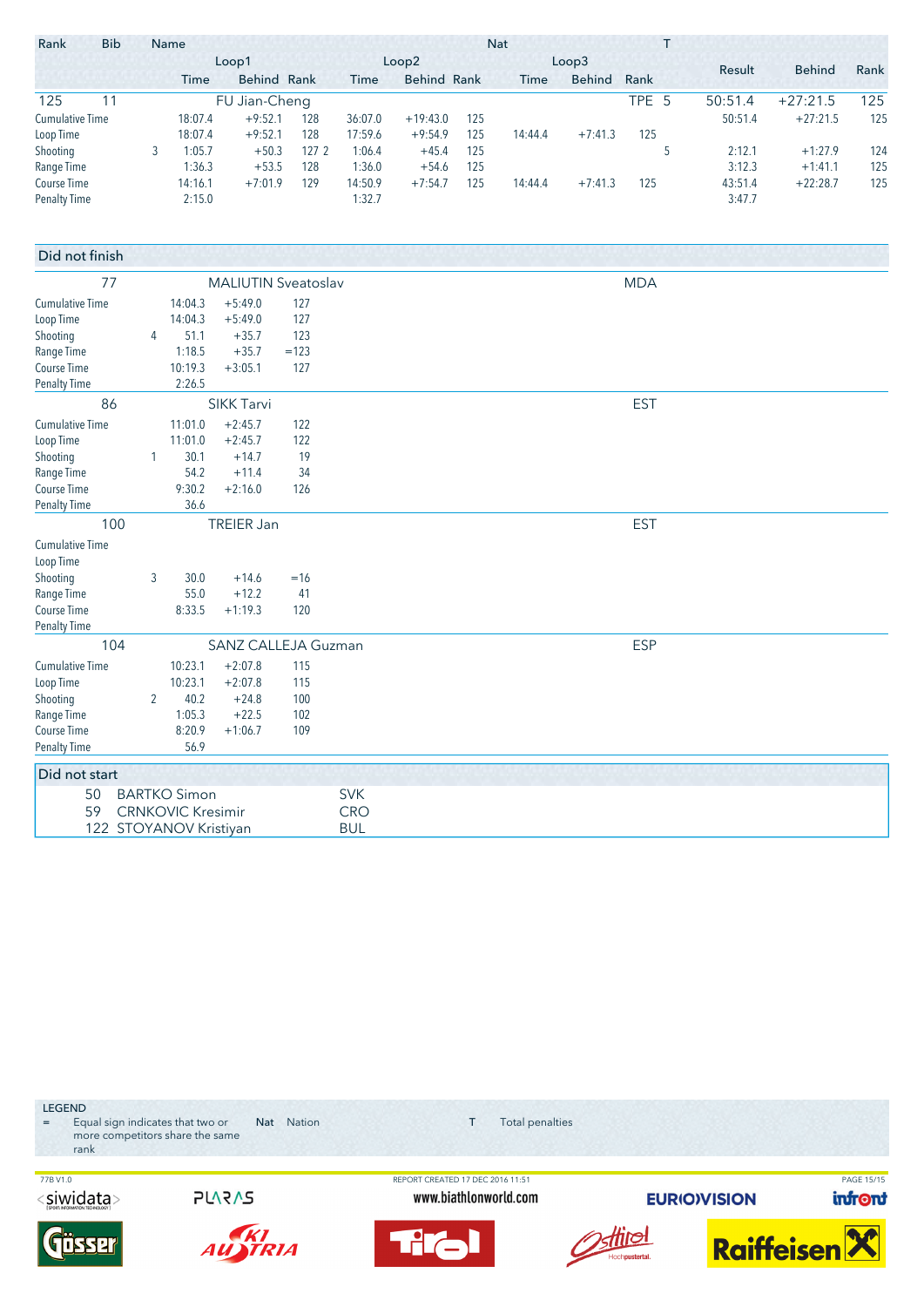| Rank | Bib | Name | | | | | | | Nat | | | | T | | | |
|---|---|---|---|---|---|---|---|---|---|---|---|---|---|---|---|---|
| | | Loop1 | | | | Loop2 | | | | Loop3 | | | | Result | Behind | Rank |
| | | Time | Behind | Rank | | Time | Behind | Rank | | Time | Behind | Rank | | | | |
| 125 | 11 | FU Jian-Cheng | | | | | | | | | | TPE | 5 | 50:51.4 | +27:21.5 | 125 |
| Cumulative Time | | 18:07.4 | +9:52.1 | 128 | | 36:07.0 | +19:43.0 | 125 | | | | | | 50:51.4 | +27:21.5 | 125 |
| Loop Time | | 18:07.4 | +9:52.1 | 128 | | 17:59.6 | +9:54.9 | 125 | | 14:44.4 | +7:41.3 | 125 | | | | |
| Shooting | 3 | 1:05.7 | +50.3 | 127 | 2 | 1:06.4 | +45.4 | 125 | | | | | 5 | 2:12.1 | +1:27.9 | 124 |
| Range Time | | 1:36.3 | +53.5 | 128 | | 1:36.0 | +54.6 | 125 | | | | | | 3:12.3 | +1:41.1 | 125 |
| Course Time | | 14:16.1 | +7:01.9 | 129 | | 14:50.9 | +7:54.7 | 125 | | 14:44.4 | +7:41.3 | 125 | | 43:51.4 | +22:28.7 | 125 |
| Penalty Time | | 2:15.0 | | | | 1:32.7 | | | | | | | | 3:47.7 | | |

## Did not finish

| Bib | | Name | | | Nat |
|---|---|---|---|---|---|
| 77 | | MALIUTIN Sveatoslav | | | MDA |
| Cumulative Time | | 14:04.3 | +5:49.0 | 127 | |
| Loop Time | | 14:04.3 | +5:49.0 | 127 | |
| Shooting | 4 | 51.1 | +35.7 | 123 | |
| Range Time | | 1:18.5 | +35.7 | =123 | |
| Course Time | | 10:19.3 | +3:05.1 | 127 | |
| Penalty Time | | 2:26.5 | | | |
| 86 | | SIKK Tarvi | | | EST |
| Cumulative Time | | 11:01.0 | +2:45.7 | 122 | |
| Loop Time | | 11:01.0 | +2:45.7 | 122 | |
| Shooting | 1 | 30.1 | +14.7 | 19 | |
| Range Time | | 54.2 | +11.4 | 34 | |
| Course Time | | 9:30.2 | +2:16.0 | 126 | |
| Penalty Time | | 36.6 | | | |
| 100 | | TREIER Jan | | | EST |
| Cumulative Time | | | | | |
| Loop Time | | | | | |
| Shooting | 3 | 30.0 | +14.6 | =16 | |
| Range Time | | 55.0 | +12.2 | 41 | |
| Course Time | | 8:33.5 | +1:19.3 | 120 | |
| Penalty Time | | | | | |
| 104 | | SANZ CALLEJA Guzman | | | ESP |
| Cumulative Time | | 10:23.1 | +2:07.8 | 115 | |
| Loop Time | | 10:23.1 | +2:07.8 | 115 | |
| Shooting | 2 | 40.2 | +24.8 | 100 | |
| Range Time | | 1:05.3 | +22.5 | 102 | |
| Course Time | | 8:20.9 | +1:06.7 | 109 | |
| Penalty Time | | 56.9 | | | |

## Did not start

| Bib | Name | Nat |
|---|---|---|
| 50 | BARTKO Simon | SVK |
| 59 | CRNKOVIC Kresimir | CRO |
| 122 | STOYANOV Kristiyan | BUL |

LEGEND
= Equal sign indicates that two or more competitors share the same rank
Nat Nation
T Total penalties

77B V1.0
REPORT CREATED 17 DEC 2016 11:51
www.biathlonworld.com